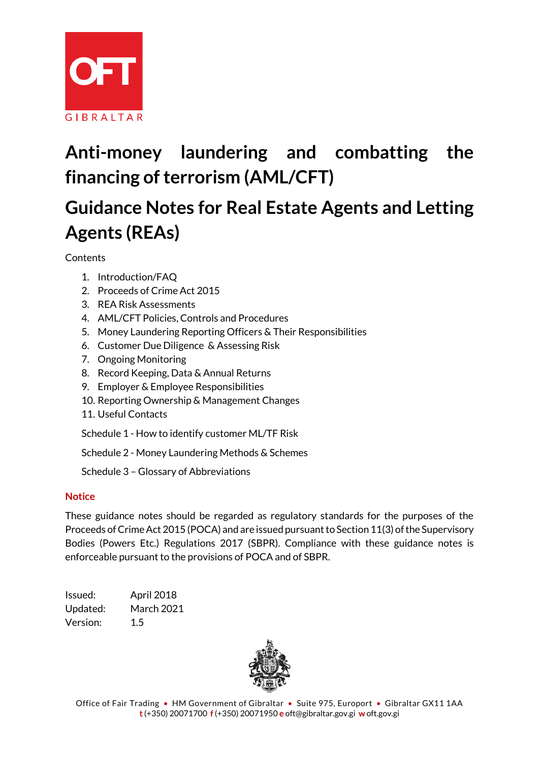OFT

GIBRALTAR

# Anti-money laundering and combatting the financing of terrorism (AML/CFT)

# Guidance Notes for Real Estate Agents and Letting Agents (REAs)

Contents

1. Introduction/FAQ
2. Proceeds of Crime Act 2015
3. REA Risk Assessments
4. AML/CFT Policies, Controls and Procedures
5. Money Laundering Reporting Officers & Their Responsibilities
6. Customer Due Diligence & Assessing Risk
7. Ongoing Monitoring
8. Record Keeping, Data & Annual Returns
9. Employer & Employee Responsibilities
10. Reporting Ownership & Management Changes
11. Useful Contacts

Schedule 1 - How to identify customer ML/TF Risk

Schedule 2 - Money Laundering Methods & Schemes

Schedule 3 – Glossary of Abbreviations

**Notice**

These guidance notes should be regarded as regulatory standards for the purposes of the Proceeds of Crime Act 2015 (POCA) and are issued pursuant to Section 11(3) of the Supervisory Bodies (Powers Etc.) Regulations 2017 (SBPR). Compliance with these guidance notes is enforceable pursuant to the provisions of POCA and of SBPR.

Issued: April 2018
Updated: March 2021
Version: 1.5

Office of Fair Trading • HM Government of Gibraltar • Suite 975, Europort • Gibraltar GX11 1AA
t (+350) 20071700 f (+350) 20071950 e oft@gibraltar.gov.gi w oft.gov.gi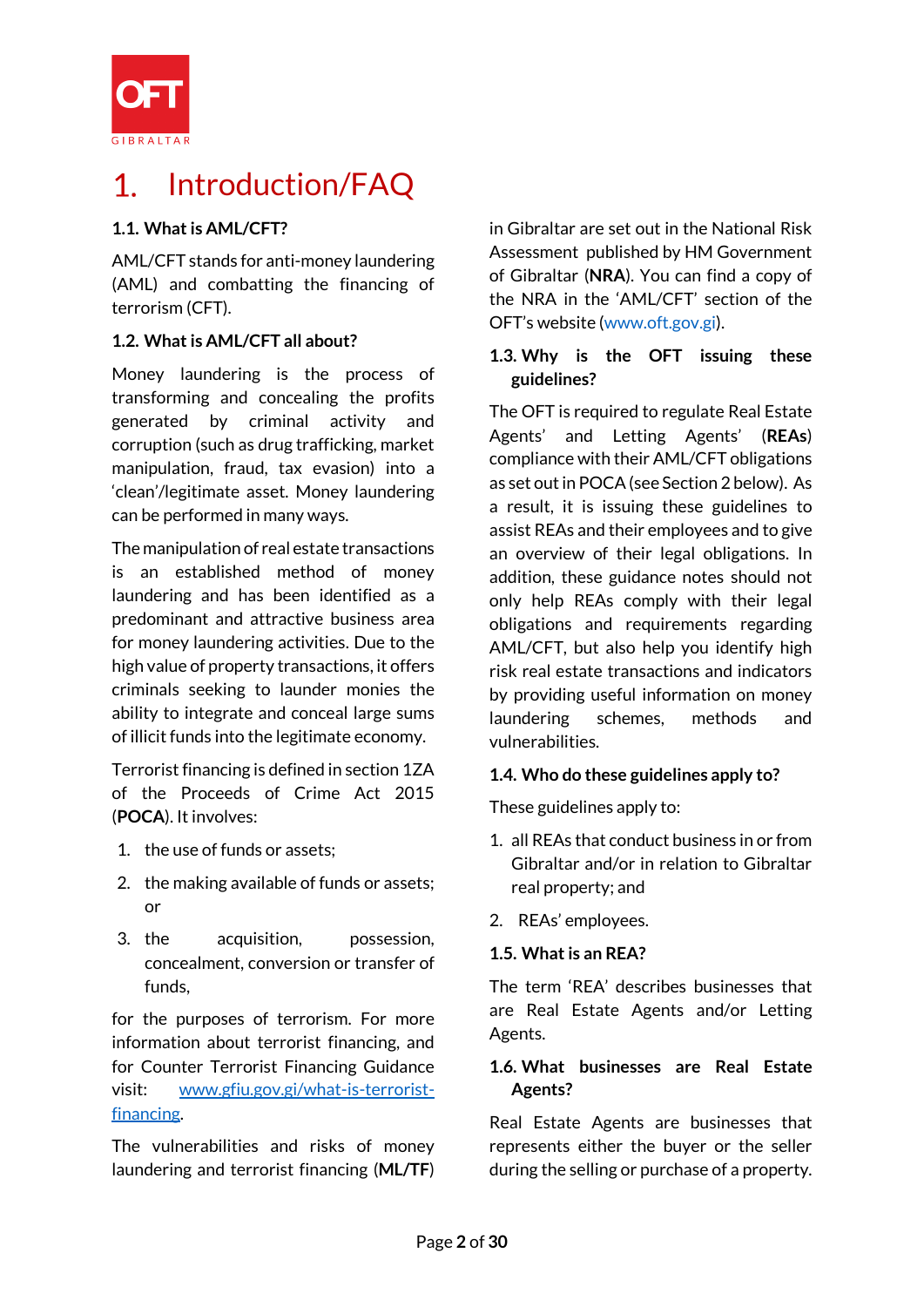# 1. Introduction/FAQ

### 1.1. What is AML/CFT?

AML/CFT stands for anti-money laundering (AML) and combatting the financing of terrorism (CFT).

### 1.2. What is AML/CFT all about?

Money laundering is the process of transforming and concealing the profits generated by criminal activity and corruption (such as drug trafficking, market manipulation, fraud, tax evasion) into a 'clean'/legitimate asset. Money laundering can be performed in many ways.

The manipulation of real estate transactions is an established method of money laundering and has been identified as a predominant and attractive business area for money laundering activities. Due to the high value of property transactions, it offers criminals seeking to launder monies the ability to integrate and conceal large sums of illicit funds into the legitimate economy.

Terrorist financing is defined in section 1ZA of the Proceeds of Crime Act 2015 (**POCA**). It involves:

1. the use of funds or assets;
2. the making available of funds or assets; or
3. the acquisition, possession, concealment, conversion or transfer of funds,

for the purposes of terrorism. For more information about terrorist financing, and for Counter Terrorist Financing Guidance visit: www.gfiu.gov.gi/what-is-terrorist-financing.

The vulnerabilities and risks of money laundering and terrorist financing (**ML/TF**) in Gibraltar are set out in the National Risk Assessment published by HM Government of Gibraltar (**NRA**). You can find a copy of the NRA in the 'AML/CFT' section of the OFT's website (www.oft.gov.gi).

### 1.3. Why is the OFT issuing these guidelines?

The OFT is required to regulate Real Estate Agents' and Letting Agents' (**REAs**) compliance with their AML/CFT obligations as set out in POCA (see Section 2 below). As a result, it is issuing these guidelines to assist REAs and their employees and to give an overview of their legal obligations. In addition, these guidance notes should not only help REAs comply with their legal obligations and requirements regarding AML/CFT, but also help you identify high risk real estate transactions and indicators by providing useful information on money laundering schemes, methods and vulnerabilities.

### 1.4. Who do these guidelines apply to?

These guidelines apply to:

1. all REAs that conduct business in or from Gibraltar and/or in relation to Gibraltar real property; and
2. REAs' employees.

### 1.5. What is an REA?

The term 'REA' describes businesses that are Real Estate Agents and/or Letting Agents.

### 1.6. What businesses are Real Estate Agents?

Real Estate Agents are businesses that represents either the buyer or the seller during the selling or purchase of a property.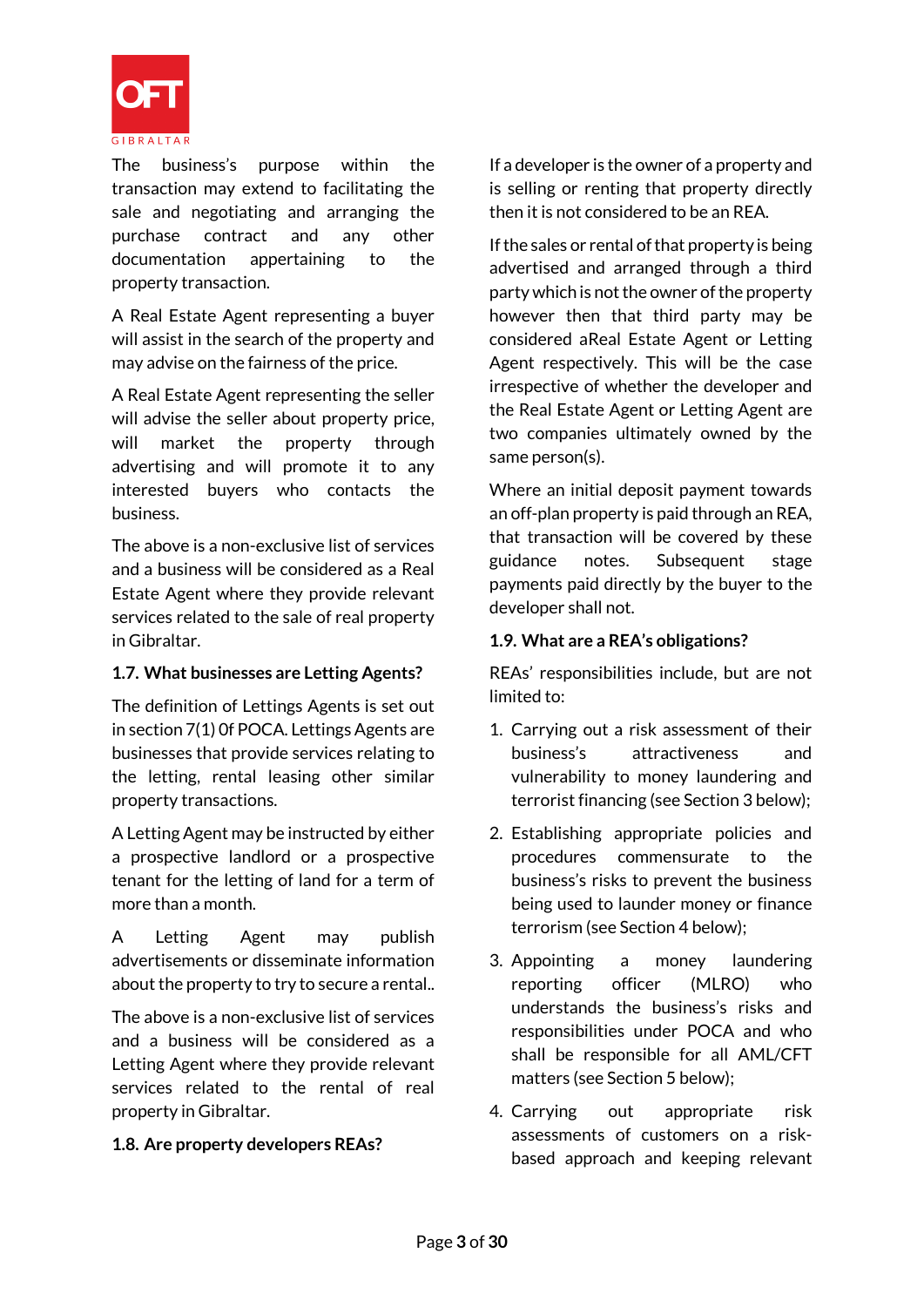The business's purpose within the transaction may extend to facilitating the sale and negotiating and arranging the purchase contract and any other documentation appertaining to the property transaction.

A Real Estate Agent representing a buyer will assist in the search of the property and may advise on the fairness of the price.

A Real Estate Agent representing the seller will advise the seller about property price, will market the property through advertising and will promote it to any interested buyers who contacts the business.

The above is a non-exclusive list of services and a business will be considered as a Real Estate Agent where they provide relevant services related to the sale of real property in Gibraltar.

### 1.7. What businesses are Letting Agents?

The definition of Lettings Agents is set out in section 7(1) 0f POCA. Lettings Agents are businesses that provide services relating to the letting, rental leasing other similar property transactions.

A Letting Agent may be instructed by either a prospective landlord or a prospective tenant for the letting of land for a term of more than a month.

A Letting Agent may publish advertisements or disseminate information about the property to try to secure a rental..

The above is a non-exclusive list of services and a business will be considered as a Letting Agent where they provide relevant services related to the rental of real property in Gibraltar.

### 1.8. Are property developers REAs?

If a developer is the owner of a property and is selling or renting that property directly then it is not considered to be an REA.

If the sales or rental of that property is being advertised and arranged through a third party which is not the owner of the property however then that third party may be considered aReal Estate Agent or Letting Agent respectively. This will be the case irrespective of whether the developer and the Real Estate Agent or Letting Agent are two companies ultimately owned by the same person(s).

Where an initial deposit payment towards an off-plan property is paid through an REA, that transaction will be covered by these guidance notes. Subsequent stage payments paid directly by the buyer to the developer shall not.

### 1.9. What are a REA's obligations?

REAs' responsibilities include, but are not limited to:

1. Carrying out a risk assessment of their business's attractiveness and vulnerability to money laundering and terrorist financing (see Section 3 below);
2. Establishing appropriate policies and procedures commensurate to the business's risks to prevent the business being used to launder money or finance terrorism (see Section 4 below);
3. Appointing a money laundering reporting officer (MLRO) who understands the business's risks and responsibilities under POCA and who shall be responsible for all AML/CFT matters (see Section 5 below);
4. Carrying out appropriate risk assessments of customers on a risk-based approach and keeping relevant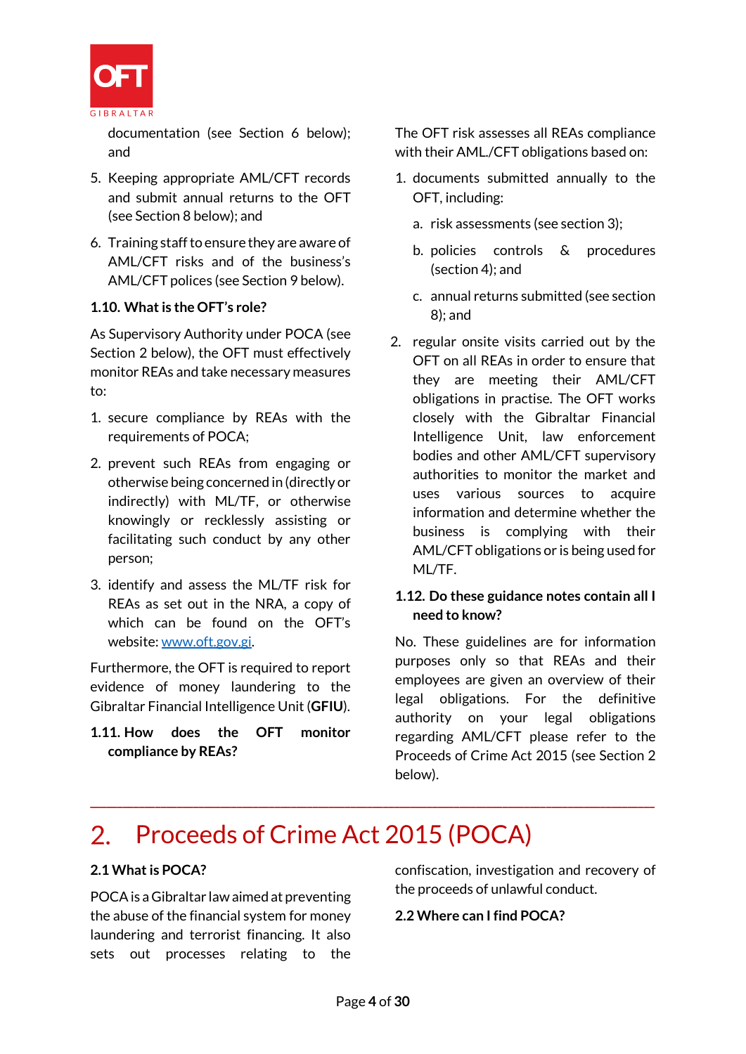documentation (see Section 6 below); and

5. Keeping appropriate AML/CFT records and submit annual returns to the OFT (see Section 8 below); and
6. Training staff to ensure they are aware of AML/CFT risks and of the business's AML/CFT polices (see Section 9 below).

**1.10. What is the OFT's role?**

As Supervisory Authority under POCA (see Section 2 below), the OFT must effectively monitor REAs and take necessary measures to:

1. secure compliance by REAs with the requirements of POCA;
2. prevent such REAs from engaging or otherwise being concerned in (directly or indirectly) with ML/TF, or otherwise knowingly or recklessly assisting or facilitating such conduct by any other person;
3. identify and assess the ML/TF risk for REAs as set out in the NRA, a copy of which can be found on the OFT's website: www.oft.gov.gi.

Furthermore, the OFT is required to report evidence of money laundering to the Gibraltar Financial Intelligence Unit (**GFIU**).

**1.11. How does the OFT monitor compliance by REAs?**

The OFT risk assesses all REAs compliance with their AML./CFT obligations based on:

1. documents submitted annually to the OFT, including:
   a. risk assessments (see section 3);
   b. policies controls & procedures (section 4); and
   c. annual returns submitted (see section 8); and
2. regular onsite visits carried out by the OFT on all REAs in order to ensure that they are meeting their AML/CFT obligations in practise. The OFT works closely with the Gibraltar Financial Intelligence Unit, law enforcement bodies and other AML/CFT supervisory authorities to monitor the market and uses various sources to acquire information and determine whether the business is complying with their AML/CFT obligations or is being used for ML/TF.

**1.12. Do these guidance notes contain all I need to know?**

No. These guidelines are for information purposes only so that REAs and their employees are given an overview of their legal obligations. For the definitive authority on your legal obligations regarding AML/CFT please refer to the Proceeds of Crime Act 2015 (see Section 2 below).

# 2. Proceeds of Crime Act 2015 (POCA)

**2.1 What is POCA?**

POCA is a Gibraltar law aimed at preventing the abuse of the financial system for money laundering and terrorist financing. It also sets out processes relating to the confiscation, investigation and recovery of the proceeds of unlawful conduct.

**2.2 Where can I find POCA?**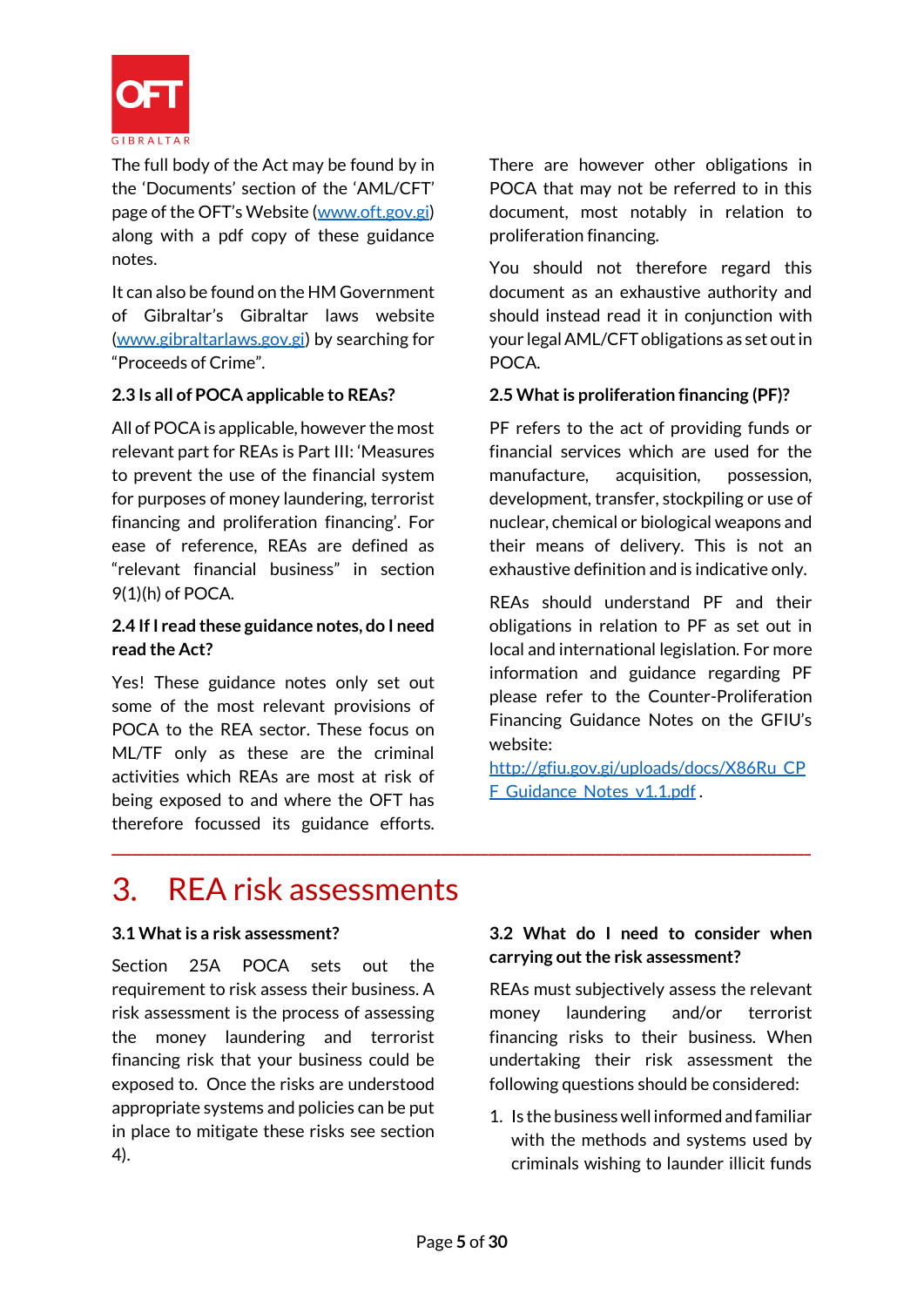The full body of the Act may be found by in the 'Documents' section of the 'AML/CFT' page of the OFT's Website (www.oft.gov.gi) along with a pdf copy of these guidance notes.

It can also be found on the HM Government of Gibraltar's Gibraltar laws website (www.gibraltarlaws.gov.gi) by searching for "Proceeds of Crime".

### 2.3 Is all of POCA applicable to REAs?

All of POCA is applicable, however the most relevant part for REAs is Part III: 'Measures to prevent the use of the financial system for purposes of money laundering, terrorist financing and proliferation financing'. For ease of reference, REAs are defined as "relevant financial business" in section 9(1)(h) of POCA.

### 2.4 If I read these guidance notes, do I need read the Act?

Yes! These guidance notes only set out some of the most relevant provisions of POCA to the REA sector. These focus on ML/TF only as these are the criminal activities which REAs are most at risk of being exposed to and where the OFT has therefore focussed its guidance efforts. There are however other obligations in POCA that may not be referred to in this document, most notably in relation to proliferation financing.

You should not therefore regard this document as an exhaustive authority and should instead read it in conjunction with your legal AML/CFT obligations as set out in POCA.

### 2.5 What is proliferation financing (PF)?

PF refers to the act of providing funds or financial services which are used for the manufacture, acquisition, possession, development, transfer, stockpiling or use of nuclear, chemical or biological weapons and their means of delivery. This is not an exhaustive definition and is indicative only.

REAs should understand PF and their obligations in relation to PF as set out in local and international legislation. For more information and guidance regarding PF please refer to the Counter-Proliferation Financing Guidance Notes on the GFIU's website: http://gfiu.gov.gi/uploads/docs/X86Ru_CPF_Guidance_Notes_v1.1.pdf.

# 3. REA risk assessments

### 3.1 What is a risk assessment?

Section 25A POCA sets out the requirement to risk assess their business. A risk assessment is the process of assessing the money laundering and terrorist financing risk that your business could be exposed to. Once the risks are understood appropriate systems and policies can be put in place to mitigate these risks see section 4).

### 3.2 What do I need to consider when carrying out the risk assessment?

REAs must subjectively assess the relevant money laundering and/or terrorist financing risks to their business. When undertaking their risk assessment the following questions should be considered:

1. Is the business well informed and familiar with the methods and systems used by criminals wishing to launder illicit funds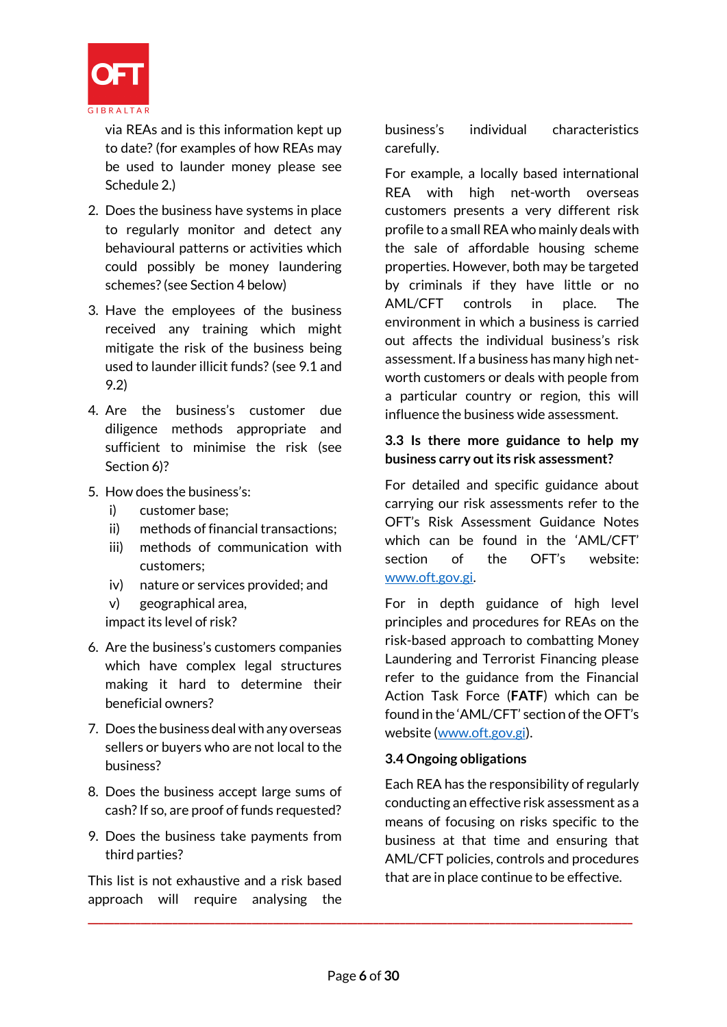via REAs and is this information kept up to date? (for examples of how REAs may be used to launder money please see Schedule 2.)

2. Does the business have systems in place to regularly monitor and detect any behavioural patterns or activities which could possibly be money laundering schemes? (see Section 4 below)
3. Have the employees of the business received any training which might mitigate the risk of the business being used to launder illicit funds? (see 9.1 and 9.2)
4. Are the business's customer due diligence methods appropriate and sufficient to minimise the risk (see Section 6)?
5. How does the business's:
   - i) customer base;
   - ii) methods of financial transactions;
   - iii) methods of communication with customers;
   - iv) nature or services provided; and
   - v) geographical area,

   impact its level of risk?
6. Are the business's customers companies which have complex legal structures making it hard to determine their beneficial owners?
7. Does the business deal with any overseas sellers or buyers who are not local to the business?
8. Does the business accept large sums of cash? If so, are proof of funds requested?
9. Does the business take payments from third parties?

This list is not exhaustive and a risk based approach will require analysing the business's individual characteristics carefully.

For example, a locally based international REA with high net-worth overseas customers presents a very different risk profile to a small REA who mainly deals with the sale of affordable housing scheme properties. However, both may be targeted by criminals if they have little or no AML/CFT controls in place. The environment in which a business is carried out affects the individual business's risk assessment. If a business has many high net-worth customers or deals with people from a particular country or region, this will influence the business wide assessment.

### 3.3 Is there more guidance to help my business carry out its risk assessment?

For detailed and specific guidance about carrying our risk assessments refer to the OFT's Risk Assessment Guidance Notes which can be found in the 'AML/CFT' section of the OFT's website: www.oft.gov.gi.

For in depth guidance of high level principles and procedures for REAs on the risk-based approach to combatting Money Laundering and Terrorist Financing please refer to the guidance from the Financial Action Task Force (**FATF**) which can be found in the 'AML/CFT' section of the OFT's website (www.oft.gov.gi).

### 3.4 Ongoing obligations

Each REA has the responsibility of regularly conducting an effective risk assessment as a means of focusing on risks specific to the business at that time and ensuring that AML/CFT policies, controls and procedures that are in place continue to be effective.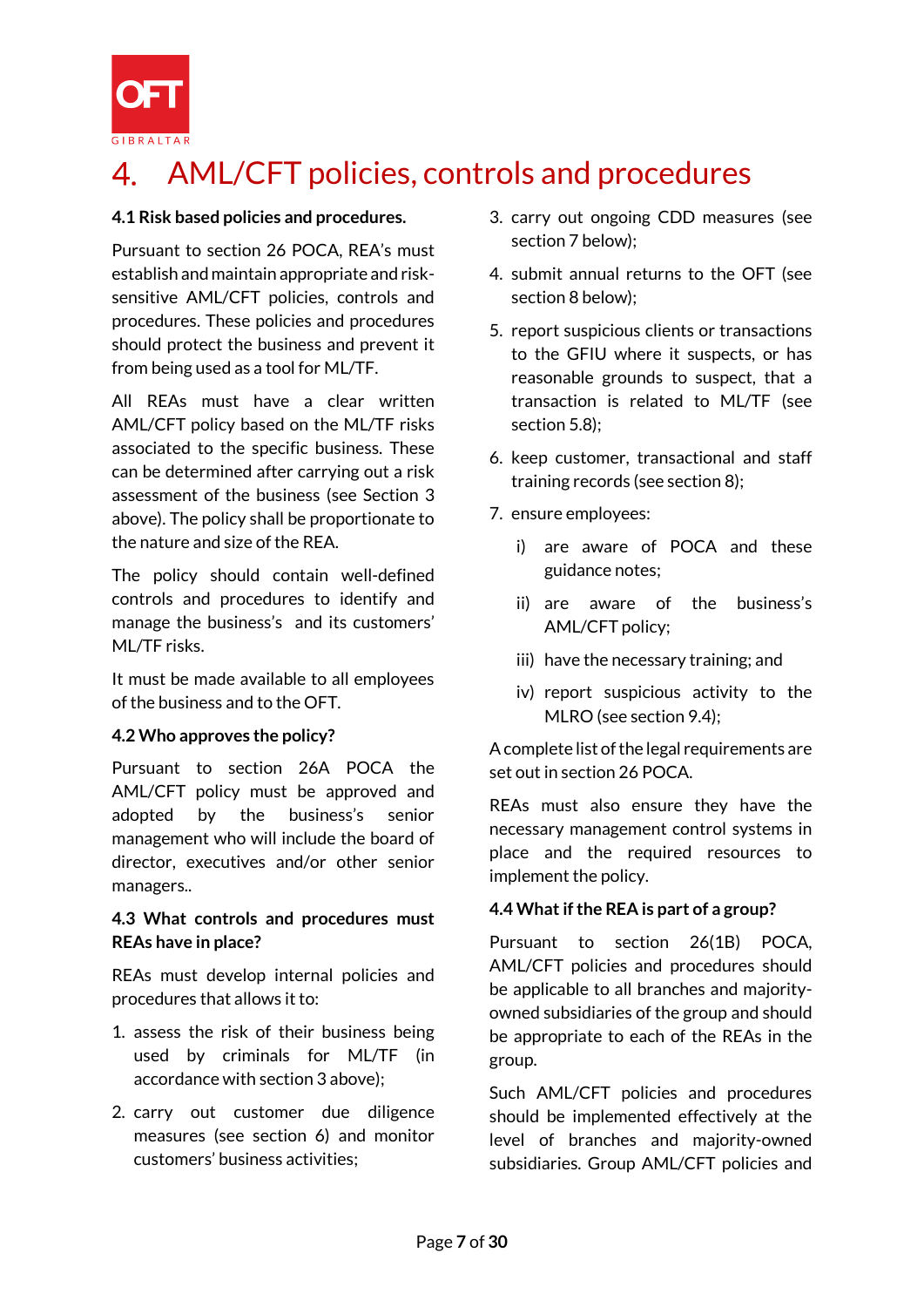# 4. AML/CFT policies, controls and procedures

### 4.1 Risk based policies and procedures.

Pursuant to section 26 POCA, REA's must establish and maintain appropriate and risk-sensitive AML/CFT policies, controls and procedures. These policies and procedures should protect the business and prevent it from being used as a tool for ML/TF.

All REAs must have a clear written AML/CFT policy based on the ML/TF risks associated to the specific business. These can be determined after carrying out a risk assessment of the business (see Section 3 above). The policy shall be proportionate to the nature and size of the REA.

The policy should contain well-defined controls and procedures to identify and manage the business's and its customers' ML/TF risks.

It must be made available to all employees of the business and to the OFT.

### 4.2 Who approves the policy?

Pursuant to section 26A POCA the AML/CFT policy must be approved and adopted by the business's senior management who will include the board of director, executives and/or other senior managers..

### 4.3 What controls and procedures must REAs have in place?

REAs must develop internal policies and procedures that allows it to:

1. assess the risk of their business being used by criminals for ML/TF (in accordance with section 3 above);
2. carry out customer due diligence measures (see section 6) and monitor customers' business activities;
3. carry out ongoing CDD measures (see section 7 below);
4. submit annual returns to the OFT (see section 8 below);
5. report suspicious clients or transactions to the GFIU where it suspects, or has reasonable grounds to suspect, that a transaction is related to ML/TF (see section 5.8);
6. keep customer, transactional and staff training records (see section 8);
7. ensure employees:
   - i) are aware of POCA and these guidance notes;
   - ii) are aware of the business's AML/CFT policy;
   - iii) have the necessary training; and
   - iv) report suspicious activity to the MLRO (see section 9.4);

A complete list of the legal requirements are set out in section 26 POCA.

REAs must also ensure they have the necessary management control systems in place and the required resources to implement the policy.

### 4.4 What if the REA is part of a group?

Pursuant to section 26(1B) POCA, AML/CFT policies and procedures should be applicable to all branches and majority-owned subsidiaries of the group and should be appropriate to each of the REAs in the group.

Such AML/CFT policies and procedures should be implemented effectively at the level of branches and majority-owned subsidiaries. Group AML/CFT policies and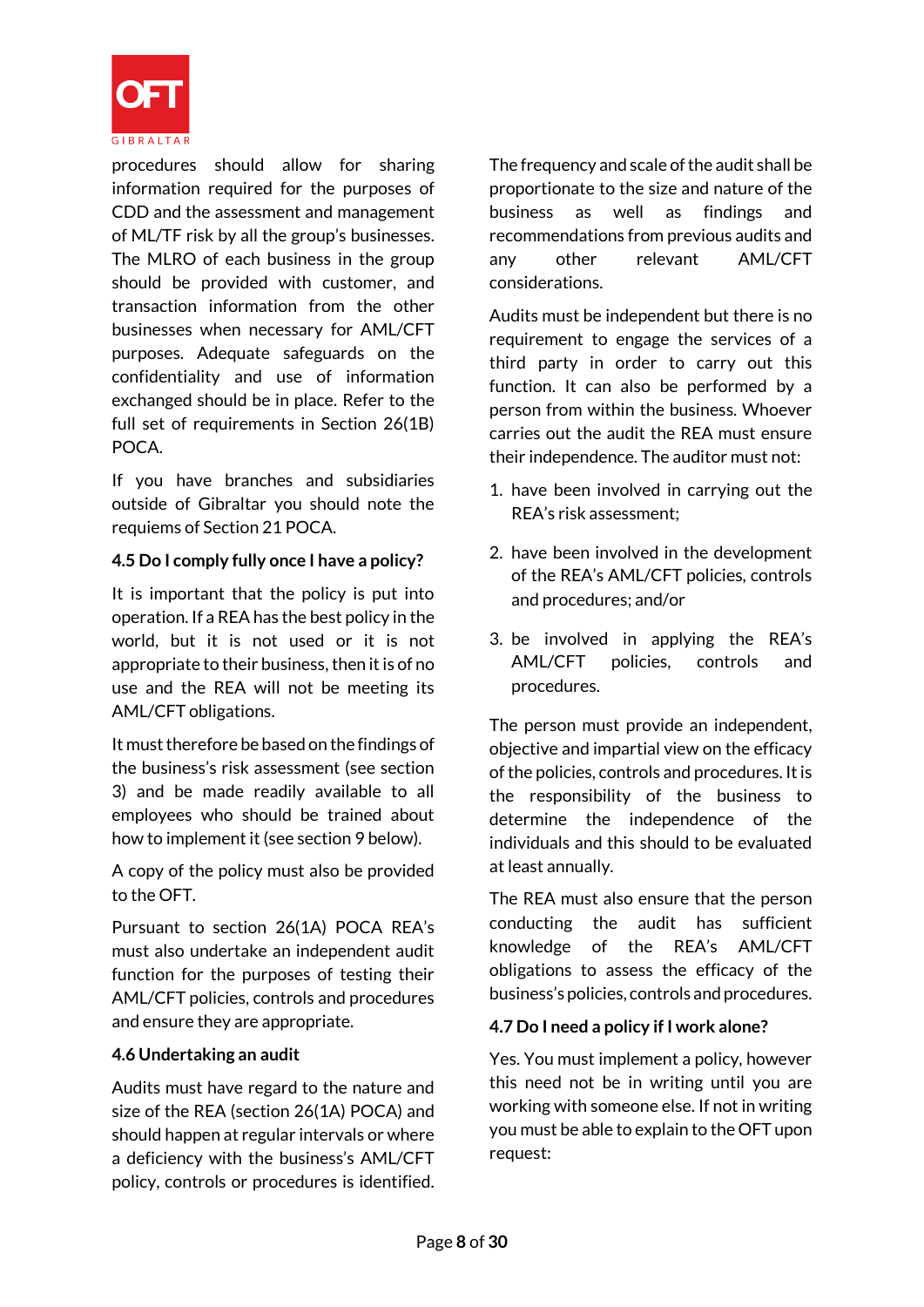procedures should allow for sharing information required for the purposes of CDD and the assessment and management of ML/TF risk by all the group's businesses. The MLRO of each business in the group should be provided with customer, and transaction information from the other businesses when necessary for AML/CFT purposes. Adequate safeguards on the confidentiality and use of information exchanged should be in place. Refer to the full set of requirements in Section 26(1B) POCA.

If you have branches and subsidiaries outside of Gibraltar you should note the requiems of Section 21 POCA.

### 4.5 Do I comply fully once I have a policy?

It is important that the policy is put into operation. If a REA has the best policy in the world, but it is not used or it is not appropriate to their business, then it is of no use and the REA will not be meeting its AML/CFT obligations.

It must therefore be based on the findings of the business's risk assessment (see section 3) and be made readily available to all employees who should be trained about how to implement it (see section 9 below).

A copy of the policy must also be provided to the OFT.

Pursuant to section 26(1A) POCA REA's must also undertake an independent audit function for the purposes of testing their AML/CFT policies, controls and procedures and ensure they are appropriate.

### 4.6 Undertaking an audit

Audits must have regard to the nature and size of the REA (section 26(1A) POCA) and should happen at regular intervals or where a deficiency with the business's AML/CFT policy, controls or procedures is identified.

The frequency and scale of the audit shall be proportionate to the size and nature of the business as well as findings and recommendations from previous audits and any other relevant AML/CFT considerations.

Audits must be independent but there is no requirement to engage the services of a third party in order to carry out this function. It can also be performed by a person from within the business. Whoever carries out the audit the REA must ensure their independence. The auditor must not:

1. have been involved in carrying out the REA's risk assessment;
2. have been involved in the development of the REA's AML/CFT policies, controls and procedures; and/or
3. be involved in applying the REA's AML/CFT policies, controls and procedures.

The person must provide an independent, objective and impartial view on the efficacy of the policies, controls and procedures. It is the responsibility of the business to determine the independence of the individuals and this should to be evaluated at least annually.

The REA must also ensure that the person conducting the audit has sufficient knowledge of the REA's AML/CFT obligations to assess the efficacy of the business's policies, controls and procedures.

### 4.7 Do I need a policy if I work alone?

Yes. You must implement a policy, however this need not be in writing until you are working with someone else. If not in writing you must be able to explain to the OFT upon request: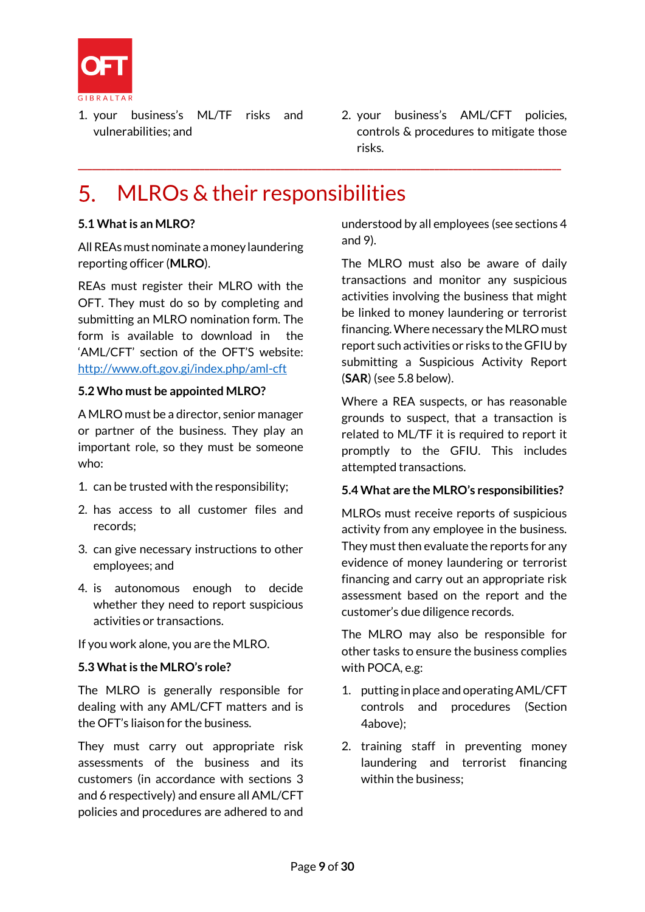1. your business's ML/TF risks and vulnerabilities; and
2. your business's AML/CFT policies, controls & procedures to mitigate those risks.

---

# 5. MLROs & their responsibilities

**5.1 What is an MLRO?**

All REAs must nominate a money laundering reporting officer (**MLRO**).

REAs must register their MLRO with the OFT. They must do so by completing and submitting an MLRO nomination form. The form is available to download in the 'AML/CFT' section of the OFT'S website: [http://www.oft.gov.gi/index.php/aml-cft](http://www.oft.gov.gi/index.php/aml-cft)

**5.2 Who must be appointed MLRO?**

A MLRO must be a director, senior manager or partner of the business. They play an important role, so they must be someone who:

1. can be trusted with the responsibility;
2. has access to all customer files and records;
3. can give necessary instructions to other employees; and
4. is autonomous enough to decide whether they need to report suspicious activities or transactions.

If you work alone, you are the MLRO.

**5.3 What is the MLRO's role?**

The MLRO is generally responsible for dealing with any AML/CFT matters and is the OFT's liaison for the business.

They must carry out appropriate risk assessments of the business and its customers (in accordance with sections 3 and 6 respectively) and ensure all AML/CFT policies and procedures are adhered to and understood by all employees (see sections 4 and 9).

The MLRO must also be aware of daily transactions and monitor any suspicious activities involving the business that might be linked to money laundering or terrorist financing. Where necessary the MLRO must report such activities or risks to the GFIU by submitting a Suspicious Activity Report (**SAR**) (see 5.8 below).

Where a REA suspects, or has reasonable grounds to suspect, that a transaction is related to ML/TF it is required to report it promptly to the GFIU. This includes attempted transactions.

**5.4 What are the MLRO's responsibilities?**

MLROs must receive reports of suspicious activity from any employee in the business. They must then evaluate the reports for any evidence of money laundering or terrorist financing and carry out an appropriate risk assessment based on the report and the customer's due diligence records.

The MLRO may also be responsible for other tasks to ensure the business complies with POCA, e.g:

1. putting in place and operating AML/CFT controls and procedures (Section 4above);
2. training staff in preventing money laundering and terrorist financing within the business;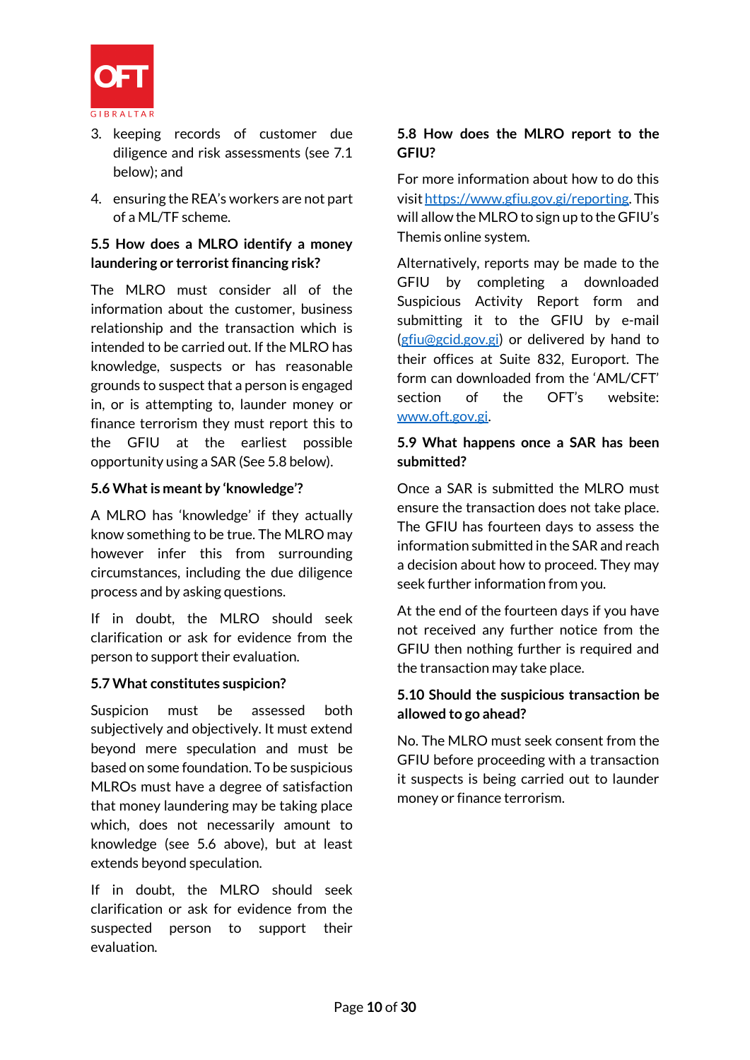3. keeping records of customer due diligence and risk assessments (see 7.1 below); and
4. ensuring the REA's workers are not part of a ML/TF scheme.

### 5.5 How does a MLRO identify a money laundering or terrorist financing risk?

The MLRO must consider all of the information about the customer, business relationship and the transaction which is intended to be carried out. If the MLRO has knowledge, suspects or has reasonable grounds to suspect that a person is engaged in, or is attempting to, launder money or finance terrorism they must report this to the GFIU at the earliest possible opportunity using a SAR (See 5.8 below).

### 5.6 What is meant by 'knowledge'?

A MLRO has 'knowledge' if they actually know something to be true. The MLRO may however infer this from surrounding circumstances, including the due diligence process and by asking questions.

If in doubt, the MLRO should seek clarification or ask for evidence from the person to support their evaluation.

### 5.7 What constitutes suspicion?

Suspicion must be assessed both subjectively and objectively. It must extend beyond mere speculation and must be based on some foundation. To be suspicious MLROs must have a degree of satisfaction that money laundering may be taking place which, does not necessarily amount to knowledge (see 5.6 above), but at least extends beyond speculation.

If in doubt, the MLRO should seek clarification or ask for evidence from the suspected person to support their evaluation.

### 5.8 How does the MLRO report to the GFIU?

For more information about how to do this visit https://www.gfiu.gov.gi/reporting. This will allow the MLRO to sign up to the GFIU's Themis online system.

Alternatively, reports may be made to the GFIU by completing a downloaded Suspicious Activity Report form and submitting it to the GFIU by e-mail (gfiu@gcid.gov.gi) or delivered by hand to their offices at Suite 832, Europort. The form can downloaded from the 'AML/CFT' section of the OFT's website: www.oft.gov.gi.

### 5.9 What happens once a SAR has been submitted?

Once a SAR is submitted the MLRO must ensure the transaction does not take place. The GFIU has fourteen days to assess the information submitted in the SAR and reach a decision about how to proceed. They may seek further information from you.

At the end of the fourteen days if you have not received any further notice from the GFIU then nothing further is required and the transaction may take place.

### 5.10 Should the suspicious transaction be allowed to go ahead?

No. The MLRO must seek consent from the GFIU before proceeding with a transaction it suspects is being carried out to launder money or finance terrorism.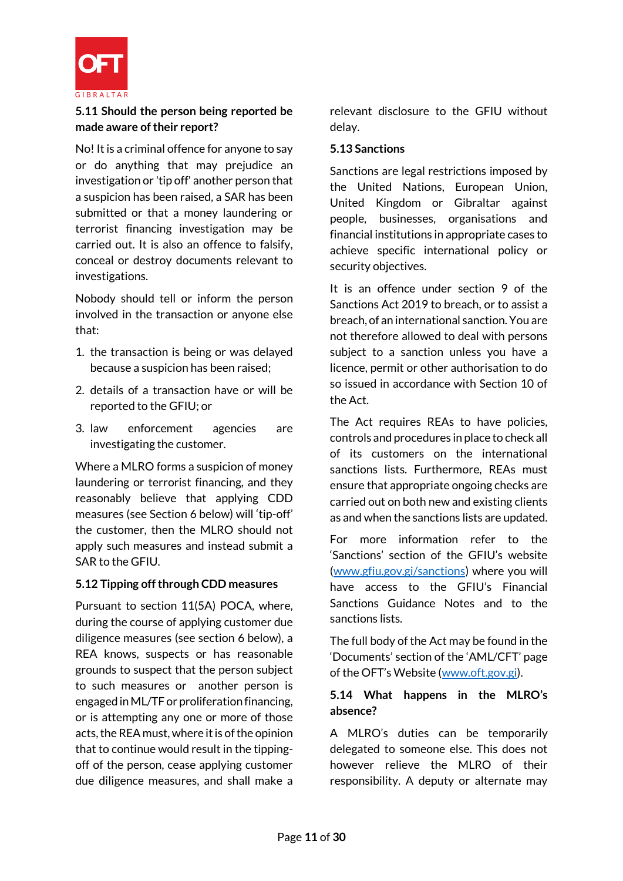### 5.11 Should the person being reported be made aware of their report?

No! It is a criminal offence for anyone to say or do anything that may prejudice an investigation or 'tip off' another person that a suspicion has been raised, a SAR has been submitted or that a money laundering or terrorist financing investigation may be carried out. It is also an offence to falsify, conceal or destroy documents relevant to investigations.

Nobody should tell or inform the person involved in the transaction or anyone else that:

1. the transaction is being or was delayed because a suspicion has been raised;
2. details of a transaction have or will be reported to the GFIU; or
3. law enforcement agencies are investigating the customer.

Where a MLRO forms a suspicion of money laundering or terrorist financing, and they reasonably believe that applying CDD measures (see Section 6 below) will 'tip-off' the customer, then the MLRO should not apply such measures and instead submit a SAR to the GFIU.

### 5.12 Tipping off through CDD measures

Pursuant to section 11(5A) POCA, where, during the course of applying customer due diligence measures (see section 6 below), a REA knows, suspects or has reasonable grounds to suspect that the person subject to such measures or another person is engaged in ML/TF or proliferation financing, or is attempting any one or more of those acts, the REA must, where it is of the opinion that to continue would result in the tipping-off of the person, cease applying customer due diligence measures, and shall make a relevant disclosure to the GFIU without delay.

### 5.13 Sanctions

Sanctions are legal restrictions imposed by the United Nations, European Union, United Kingdom or Gibraltar against people, businesses, organisations and financial institutions in appropriate cases to achieve specific international policy or security objectives.

It is an offence under section 9 of the Sanctions Act 2019 to breach, or to assist a breach, of an international sanction. You are not therefore allowed to deal with persons subject to a sanction unless you have a licence, permit or other authorisation to do so issued in accordance with Section 10 of the Act.

The Act requires REAs to have policies, controls and procedures in place to check all of its customers on the international sanctions lists. Furthermore, REAs must ensure that appropriate ongoing checks are carried out on both new and existing clients as and when the sanctions lists are updated.

For more information refer to the 'Sanctions' section of the GFIU's website (www.gfiu.gov.gi/sanctions) where you will have access to the GFIU's Financial Sanctions Guidance Notes and to the sanctions lists.

The full body of the Act may be found in the 'Documents' section of the 'AML/CFT' page of the OFT's Website (www.oft.gov.gi).

### 5.14 What happens in the MLRO's absence?

A MLRO's duties can be temporarily delegated to someone else. This does not however relieve the MLRO of their responsibility. A deputy or alternate may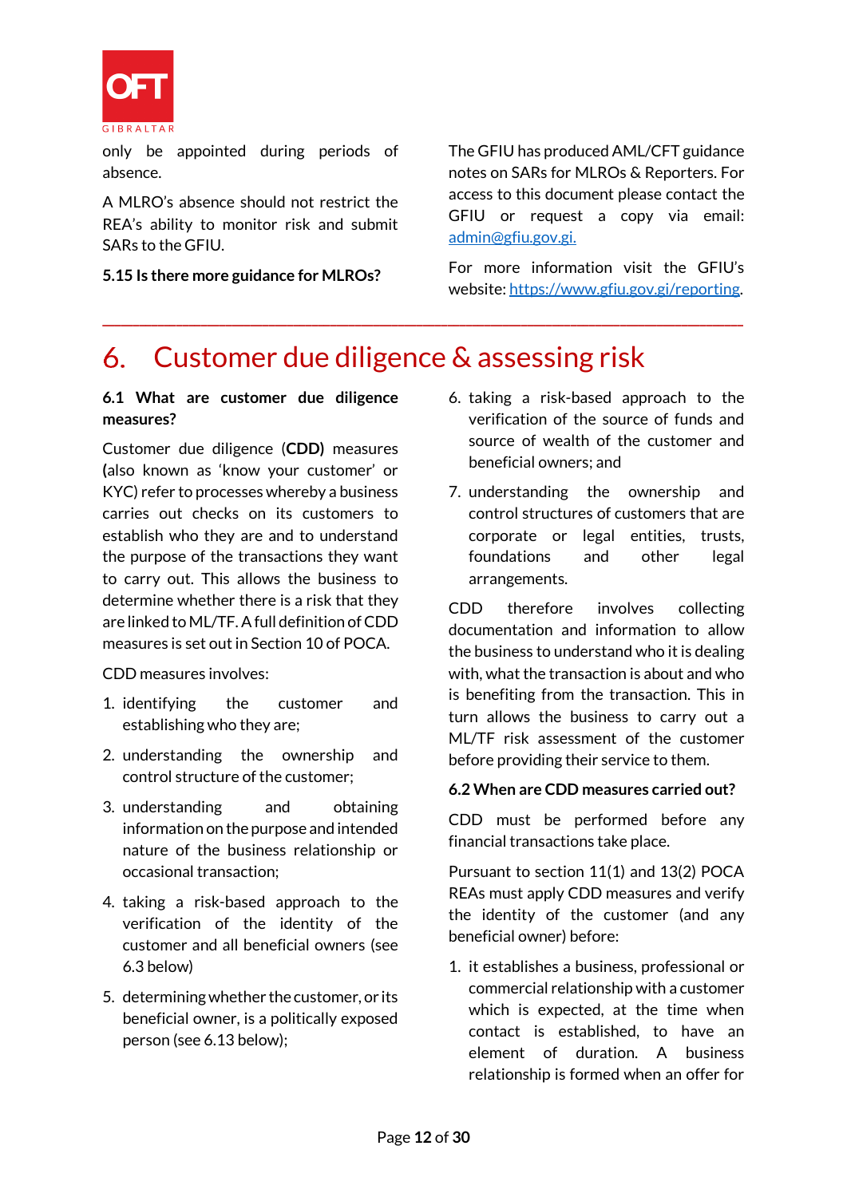only be appointed during periods of absence.

A MLRO's absence should not restrict the REA's ability to monitor risk and submit SARs to the GFIU.

**5.15 Is there more guidance for MLROs?**

The GFIU has produced AML/CFT guidance notes on SARs for MLROs & Reporters. For access to this document please contact the GFIU or request a copy via email: admin@gfiu.gov.gi.

For more information visit the GFIU's website: https://www.gfiu.gov.gi/reporting.

# 6. Customer due diligence & assessing risk

**6.1 What are customer due diligence measures?**

Customer due diligence (**CDD)** measures (also known as 'know your customer' or KYC) refer to processes whereby a business carries out checks on its customers to establish who they are and to understand the purpose of the transactions they want to carry out. This allows the business to determine whether there is a risk that they are linked to ML/TF. A full definition of CDD measures is set out in Section 10 of POCA.

CDD measures involves:

1. identifying the customer and establishing who they are;
2. understanding the ownership and control structure of the customer;
3. understanding and obtaining information on the purpose and intended nature of the business relationship or occasional transaction;
4. taking a risk-based approach to the verification of the identity of the customer and all beneficial owners (see 6.3 below)
5. determining whether the customer, or its beneficial owner, is a politically exposed person (see 6.13 below);
6. taking a risk-based approach to the verification of the source of funds and source of wealth of the customer and beneficial owners; and
7. understanding the ownership and control structures of customers that are corporate or legal entities, trusts, foundations and other legal arrangements.

CDD therefore involves collecting documentation and information to allow the business to understand who it is dealing with, what the transaction is about and who is benefiting from the transaction. This in turn allows the business to carry out a ML/TF risk assessment of the customer before providing their service to them.

**6.2 When are CDD measures carried out?**

CDD must be performed before any financial transactions take place.

Pursuant to section 11(1) and 13(2) POCA REAs must apply CDD measures and verify the identity of the customer (and any beneficial owner) before:

1. it establishes a business, professional or commercial relationship with a customer which is expected, at the time when contact is established, to have an element of duration. A business relationship is formed when an offer for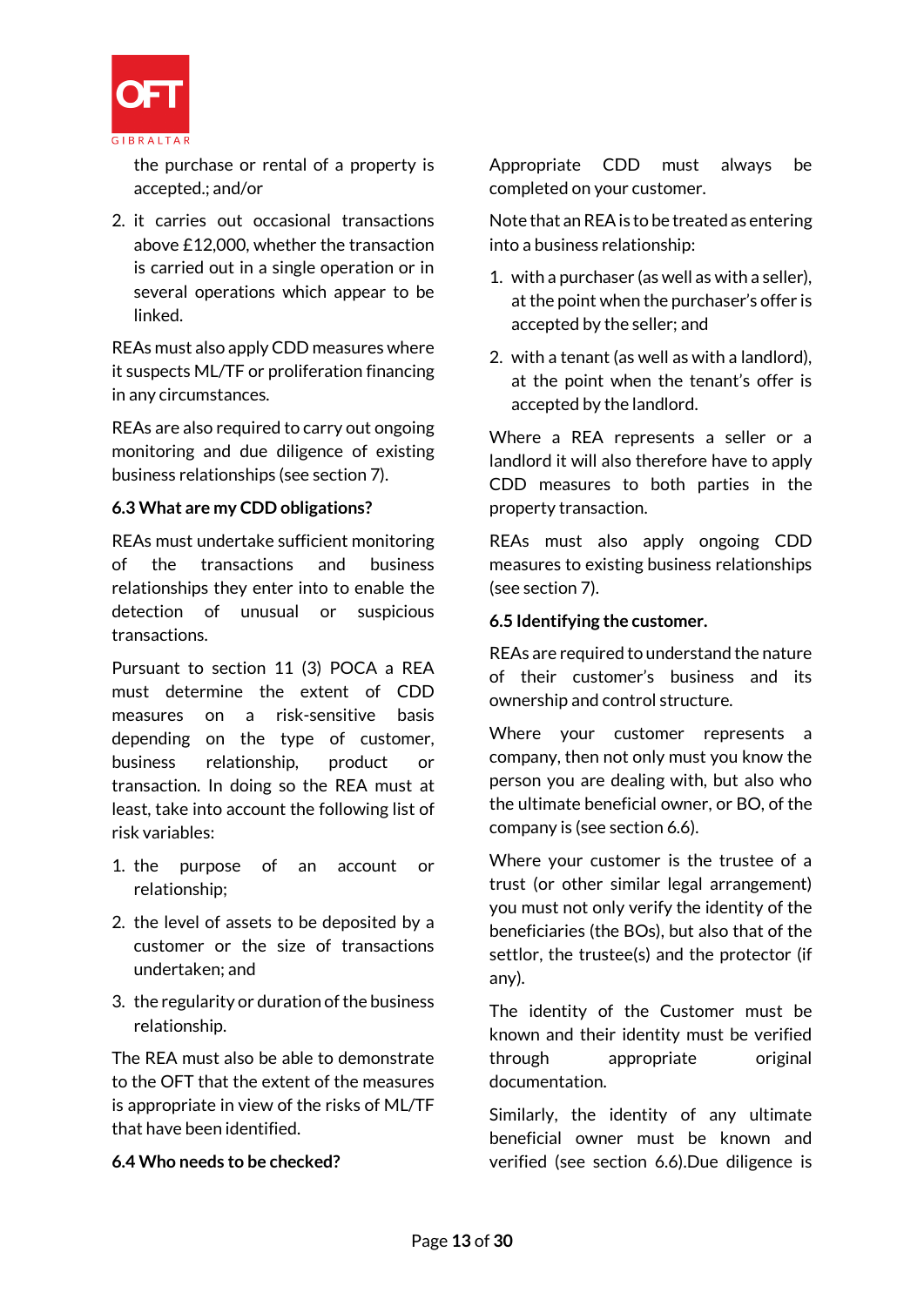the purchase or rental of a property is accepted.; and/or

2. it carries out occasional transactions above £12,000, whether the transaction is carried out in a single operation or in several operations which appear to be linked.

REAs must also apply CDD measures where it suspects ML/TF or proliferation financing in any circumstances.

REAs are also required to carry out ongoing monitoring and due diligence of existing business relationships (see section 7).

### 6.3 What are my CDD obligations?

REAs must undertake sufficient monitoring of the transactions and business relationships they enter into to enable the detection of unusual or suspicious transactions.

Pursuant to section 11 (3) POCA a REA must determine the extent of CDD measures on a risk-sensitive basis depending on the type of customer, business relationship, product or transaction. In doing so the REA must at least, take into account the following list of risk variables:

1. the purpose of an account or relationship;
2. the level of assets to be deposited by a customer or the size of transactions undertaken; and
3. the regularity or duration of the business relationship.

The REA must also be able to demonstrate to the OFT that the extent of the measures is appropriate in view of the risks of ML/TF that have been identified.

### 6.4 Who needs to be checked?

Appropriate CDD must always be completed on your customer.

Note that an REA is to be treated as entering into a business relationship:

1. with a purchaser (as well as with a seller), at the point when the purchaser's offer is accepted by the seller; and
2. with a tenant (as well as with a landlord), at the point when the tenant's offer is accepted by the landlord.

Where a REA represents a seller or a landlord it will also therefore have to apply CDD measures to both parties in the property transaction.

REAs must also apply ongoing CDD measures to existing business relationships (see section 7).

### 6.5 Identifying the customer.

REAs are required to understand the nature of their customer's business and its ownership and control structure.

Where your customer represents a company, then not only must you know the person you are dealing with, but also who the ultimate beneficial owner, or BO, of the company is (see section 6.6).

Where your customer is the trustee of a trust (or other similar legal arrangement) you must not only verify the identity of the beneficiaries (the BOs), but also that of the settlor, the trustee(s) and the protector (if any).

The identity of the Customer must be known and their identity must be verified through appropriate original documentation.

Similarly, the identity of any ultimate beneficial owner must be known and verified (see section 6.6).Due diligence is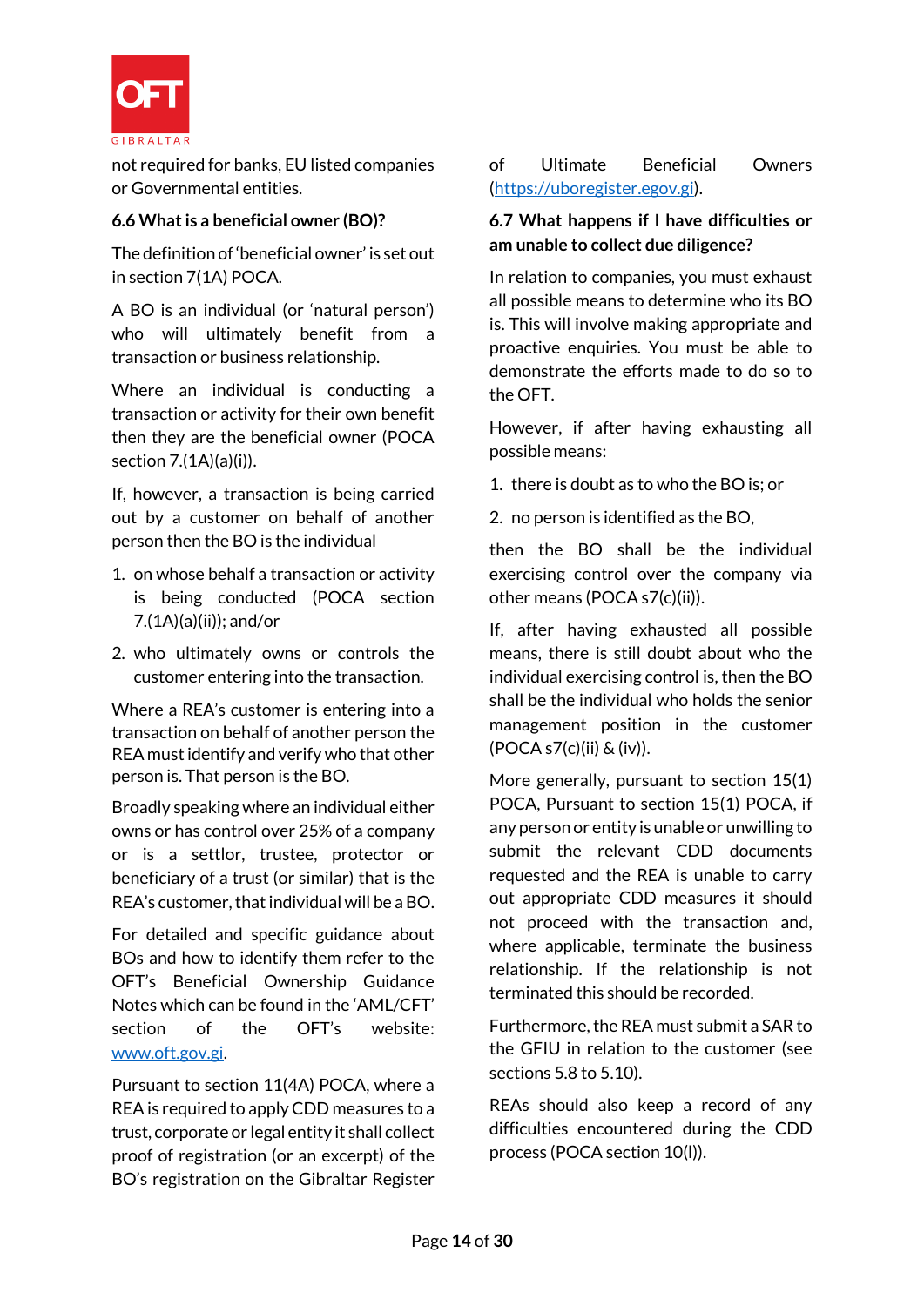not required for banks, EU listed companies or Governmental entities.

### 6.6 What is a beneficial owner (BO)?

The definition of 'beneficial owner' is set out in section 7(1A) POCA.

A BO is an individual (or 'natural person') who will ultimately benefit from a transaction or business relationship.

Where an individual is conducting a transaction or activity for their own benefit then they are the beneficial owner (POCA section 7.(1A)(a)(i)).

If, however, a transaction is being carried out by a customer on behalf of another person then the BO is the individual

1. on whose behalf a transaction or activity is being conducted (POCA section 7.(1A)(a)(ii)); and/or
2. who ultimately owns or controls the customer entering into the transaction.

Where a REA's customer is entering into a transaction on behalf of another person the REA must identify and verify who that other person is. That person is the BO.

Broadly speaking where an individual either owns or has control over 25% of a company or is a settlor, trustee, protector or beneficiary of a trust (or similar) that is the REA's customer, that individual will be a BO.

For detailed and specific guidance about BOs and how to identify them refer to the OFT's Beneficial Ownership Guidance Notes which can be found in the 'AML/CFT' section of the OFT's website: [www.oft.gov.gi](www.oft.gov.gi).

Pursuant to section 11(4A) POCA, where a REA is required to apply CDD measures to a trust, corporate or legal entity it shall collect proof of registration (or an excerpt) of the BO's registration on the Gibraltar Register of Ultimate Beneficial Owners ([https://uboregister.egov.gi](https://uboregister.egov.gi)).

### 6.7 What happens if I have difficulties or am unable to collect due diligence?

In relation to companies, you must exhaust all possible means to determine who its BO is. This will involve making appropriate and proactive enquiries. You must be able to demonstrate the efforts made to do so to the OFT.

However, if after having exhausting all possible means:

1. there is doubt as to who the BO is; or
2. no person is identified as the BO,

then the BO shall be the individual exercising control over the company via other means (POCA s7(c)(ii)).

If, after having exhausted all possible means, there is still doubt about who the individual exercising control is, then the BO shall be the individual who holds the senior management position in the customer (POCA s7(c)(ii) & (iv)).

More generally, pursuant to section 15(1) POCA, Pursuant to section 15(1) POCA, if any person or entity is unable or unwilling to submit the relevant CDD documents requested and the REA is unable to carry out appropriate CDD measures it should not proceed with the transaction and, where applicable, terminate the business relationship. If the relationship is not terminated this should be recorded.

Furthermore, the REA must submit a SAR to the GFIU in relation to the customer (see sections 5.8 to 5.10).

REAs should also keep a record of any difficulties encountered during the CDD process (POCA section 10(l)).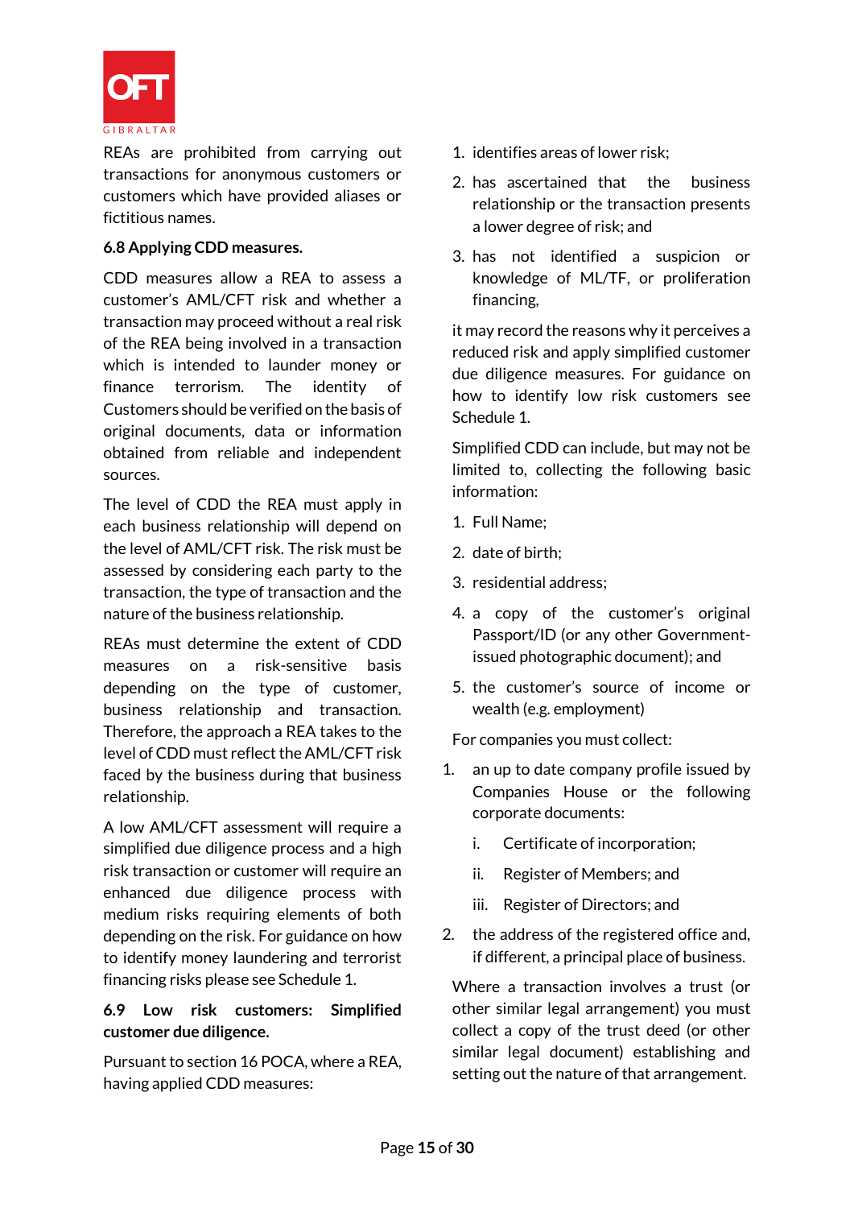REAs are prohibited from carrying out transactions for anonymous customers or customers which have provided aliases or fictitious names.

### 6.8 Applying CDD measures.

CDD measures allow a REA to assess a customer's AML/CFT risk and whether a transaction may proceed without a real risk of the REA being involved in a transaction which is intended to launder money or finance terrorism. The identity of Customers should be verified on the basis of original documents, data or information obtained from reliable and independent sources.

The level of CDD the REA must apply in each business relationship will depend on the level of AML/CFT risk. The risk must be assessed by considering each party to the transaction, the type of transaction and the nature of the business relationship.

REAs must determine the extent of CDD measures on a risk-sensitive basis depending on the type of customer, business relationship and transaction. Therefore, the approach a REA takes to the level of CDD must reflect the AML/CFT risk faced by the business during that business relationship.

A low AML/CFT assessment will require a simplified due diligence process and a high risk transaction or customer will require an enhanced due diligence process with medium risks requiring elements of both depending on the risk. For guidance on how to identify money laundering and terrorist financing risks please see Schedule 1.

### 6.9 Low risk customers: Simplified customer due diligence.

Pursuant to section 16 POCA, where a REA, having applied CDD measures:

1. identifies areas of lower risk;
2. has ascertained that the business relationship or the transaction presents a lower degree of risk; and
3. has not identified a suspicion or knowledge of ML/TF, or proliferation financing,

it may record the reasons why it perceives a reduced risk and apply simplified customer due diligence measures. For guidance on how to identify low risk customers see Schedule 1.

Simplified CDD can include, but may not be limited to, collecting the following basic information:

1. Full Name;
2. date of birth;
3. residential address;
4. a copy of the customer's original Passport/ID (or any other Government-issued photographic document); and
5. the customer's source of income or wealth (e.g. employment)

For companies you must collect:

1. an up to date company profile issued by Companies House or the following corporate documents:
   i. Certificate of incorporation;
   ii. Register of Members; and
   iii. Register of Directors; and
2. the address of the registered office and, if different, a principal place of business.

Where a transaction involves a trust (or other similar legal arrangement) you must collect a copy of the trust deed (or other similar legal document) establishing and setting out the nature of that arrangement.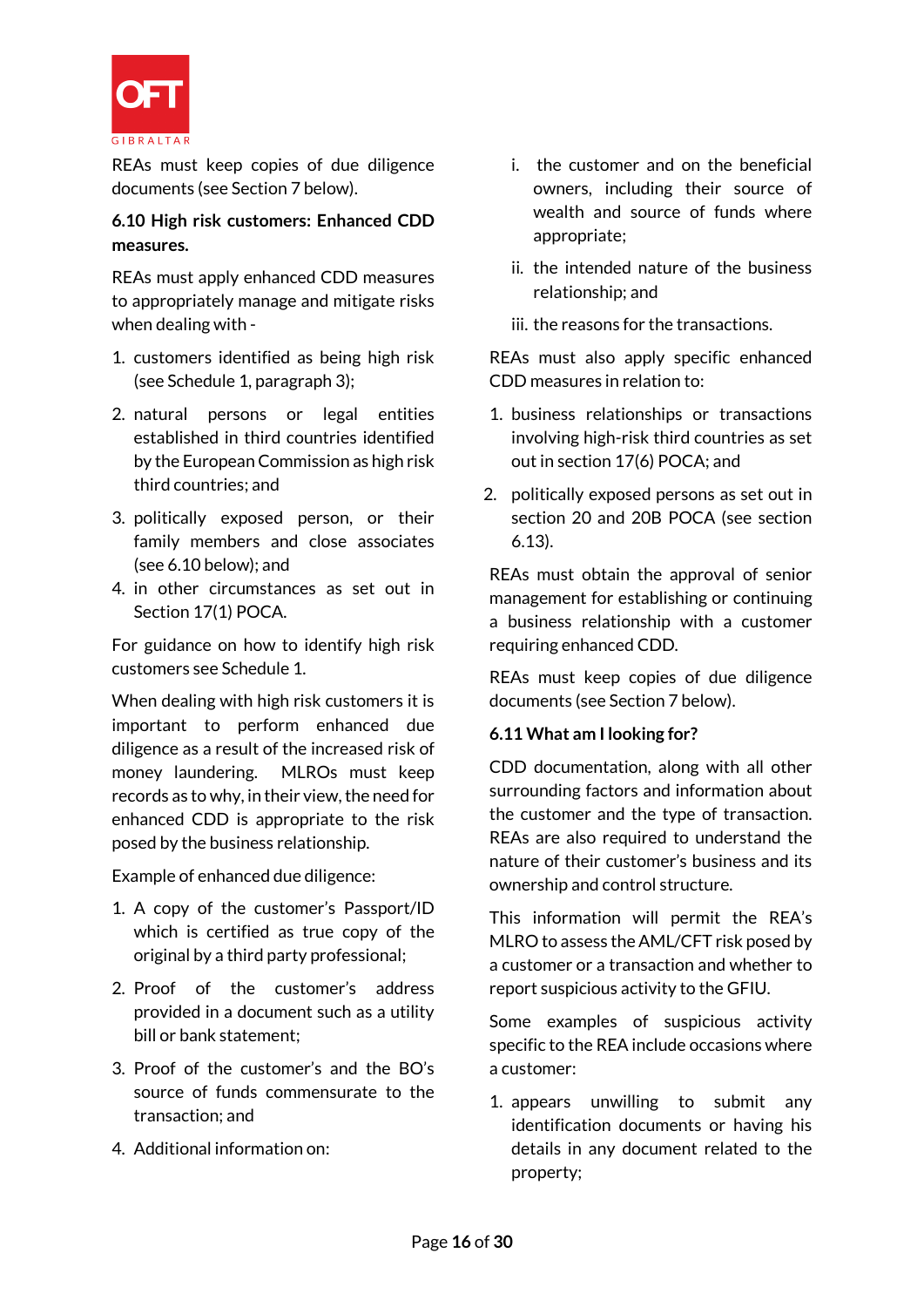REAs must keep copies of due diligence documents (see Section 7 below).

**6.10 High risk customers: Enhanced CDD measures.**

REAs must apply enhanced CDD measures to appropriately manage and mitigate risks when dealing with -

1. customers identified as being high risk (see Schedule 1, paragraph 3);
2. natural persons or legal entities established in third countries identified by the European Commission as high risk third countries; and
3. politically exposed person, or their family members and close associates (see 6.10 below); and
4. in other circumstances as set out in Section 17(1) POCA.

For guidance on how to identify high risk customers see Schedule 1.

When dealing with high risk customers it is important to perform enhanced due diligence as a result of the increased risk of money laundering. MLROs must keep records as to why, in their view, the need for enhanced CDD is appropriate to the risk posed by the business relationship.

Example of enhanced due diligence:

1. A copy of the customer's Passport/ID which is certified as true copy of the original by a third party professional;
2. Proof of the customer's address provided in a document such as a utility bill or bank statement;
3. Proof of the customer's and the BO's source of funds commensurate to the transaction; and
4. Additional information on:
   i. the customer and on the beneficial owners, including their source of wealth and source of funds where appropriate;
   ii. the intended nature of the business relationship; and
   iii. the reasons for the transactions.

REAs must also apply specific enhanced CDD measures in relation to:

1. business relationships or transactions involving high-risk third countries as set out in section 17(6) POCA; and
2. politically exposed persons as set out in section 20 and 20B POCA (see section 6.13).

REAs must obtain the approval of senior management for establishing or continuing a business relationship with a customer requiring enhanced CDD.

REAs must keep copies of due diligence documents (see Section 7 below).

**6.11 What am I looking for?**

CDD documentation, along with all other surrounding factors and information about the customer and the type of transaction. REAs are also required to understand the nature of their customer's business and its ownership and control structure.

This information will permit the REA's MLRO to assess the AML/CFT risk posed by a customer or a transaction and whether to report suspicious activity to the GFIU.

Some examples of suspicious activity specific to the REA include occasions where a customer:

1. appears unwilling to submit any identification documents or having his details in any document related to the property;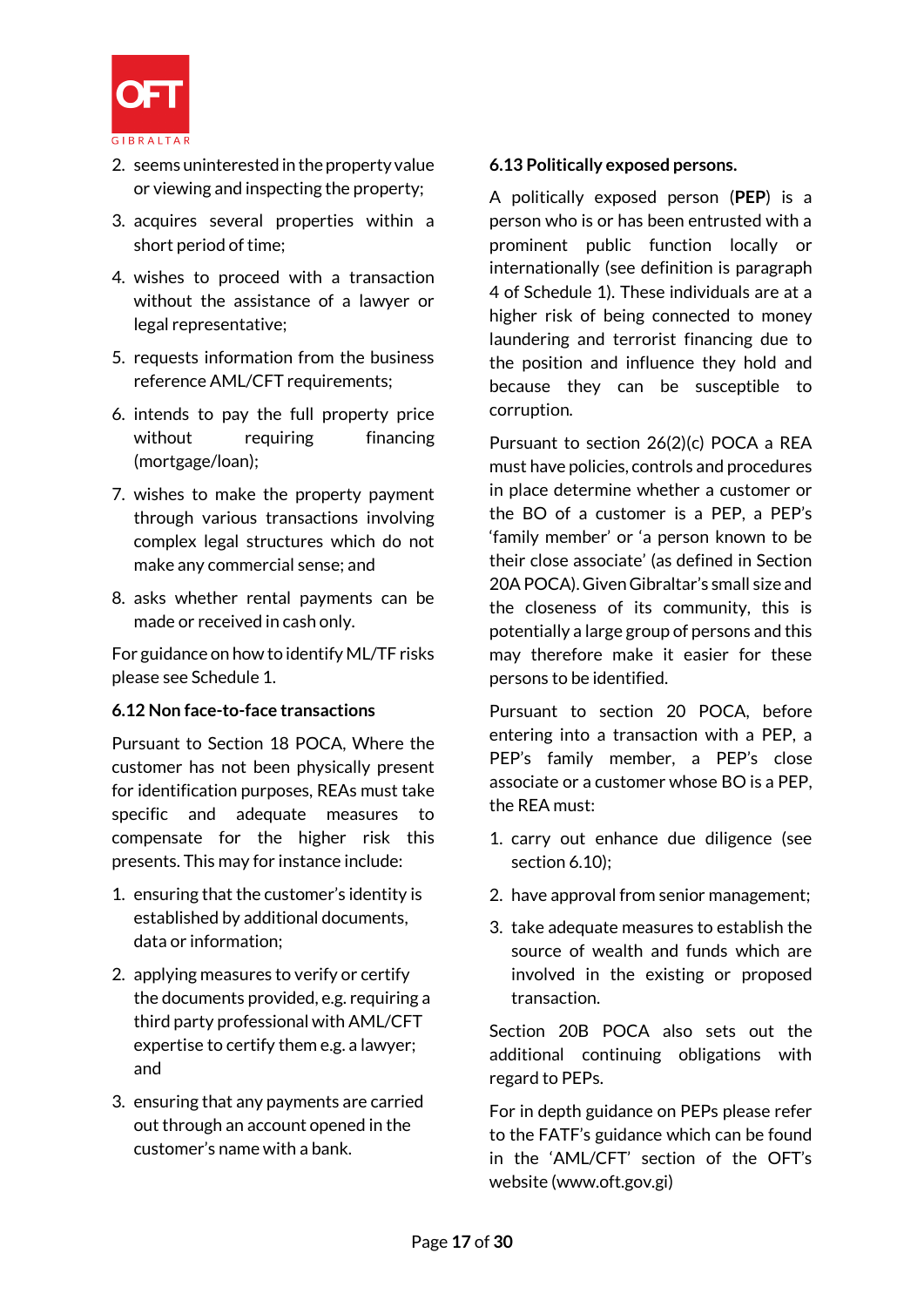2. seems uninterested in the property value or viewing and inspecting the property;
3. acquires several properties within a short period of time;
4. wishes to proceed with a transaction without the assistance of a lawyer or legal representative;
5. requests information from the business reference AML/CFT requirements;
6. intends to pay the full property price without requiring financing (mortgage/loan);
7. wishes to make the property payment through various transactions involving complex legal structures which do not make any commercial sense; and
8. asks whether rental payments can be made or received in cash only.

For guidance on how to identify ML/TF risks please see Schedule 1.

**6.12 Non face-to-face transactions**

Pursuant to Section 18 POCA, Where the customer has not been physically present for identification purposes, REAs must take specific and adequate measures to compensate for the higher risk this presents. This may for instance include:

1. ensuring that the customer's identity is established by additional documents, data or information;
2. applying measures to verify or certify the documents provided, e.g. requiring a third party professional with AML/CFT expertise to certify them e.g. a lawyer; and
3. ensuring that any payments are carried out through an account opened in the customer's name with a bank.

**6.13 Politically exposed persons.**

A politically exposed person (**PEP**) is a person who is or has been entrusted with a prominent public function locally or internationally (see definition is paragraph 4 of Schedule 1). These individuals are at a higher risk of being connected to money laundering and terrorist financing due to the position and influence they hold and because they can be susceptible to corruption.

Pursuant to section 26(2)(c) POCA a REA must have policies, controls and procedures in place determine whether a customer or the BO of a customer is a PEP, a PEP's 'family member' or 'a person known to be their close associate' (as defined in Section 20A POCA). Given Gibraltar's small size and the closeness of its community, this is potentially a large group of persons and this may therefore make it easier for these persons to be identified.

Pursuant to section 20 POCA, before entering into a transaction with a PEP, a PEP's family member, a PEP's close associate or a customer whose BO is a PEP, the REA must:

1. carry out enhance due diligence (see section 6.10);
2. have approval from senior management;
3. take adequate measures to establish the source of wealth and funds which are involved in the existing or proposed transaction.

Section 20B POCA also sets out the additional continuing obligations with regard to PEPs.

For in depth guidance on PEPs please refer to the FATF's guidance which can be found in the 'AML/CFT' section of the OFT's website (www.oft.gov.gi)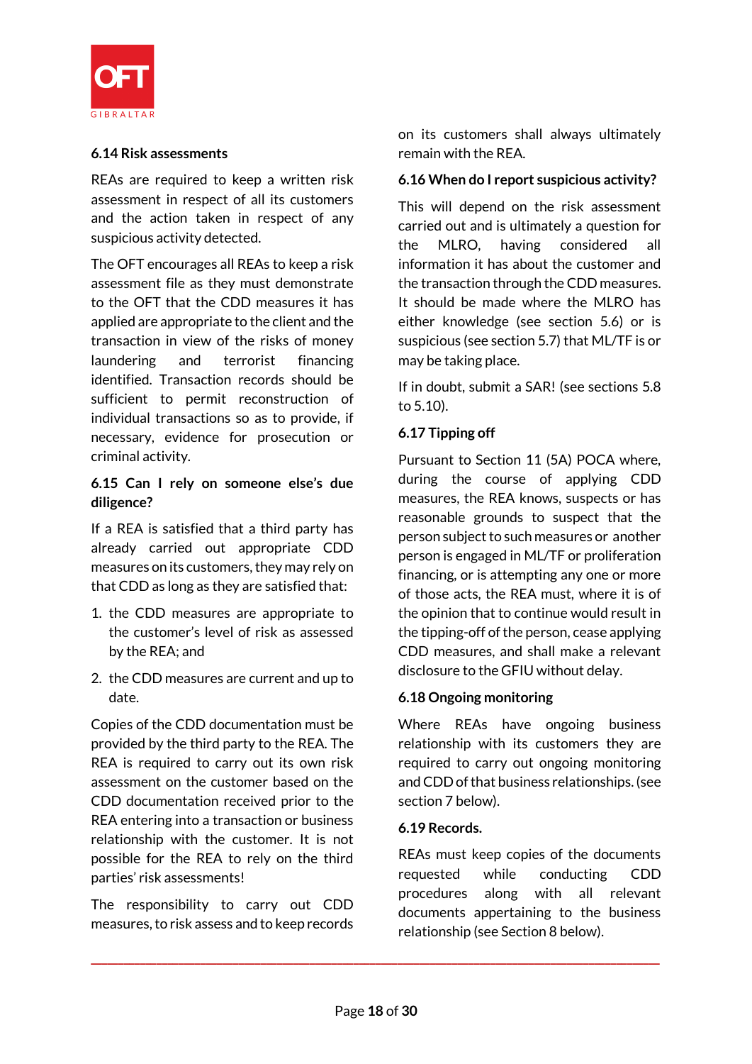### 6.14 Risk assessments

REAs are required to keep a written risk assessment in respect of all its customers and the action taken in respect of any suspicious activity detected.

The OFT encourages all REAs to keep a risk assessment file as they must demonstrate to the OFT that the CDD measures it has applied are appropriate to the client and the transaction in view of the risks of money laundering and terrorist financing identified. Transaction records should be sufficient to permit reconstruction of individual transactions so as to provide, if necessary, evidence for prosecution or criminal activity.

### 6.15 Can I rely on someone else's due diligence?

If a REA is satisfied that a third party has already carried out appropriate CDD measures on its customers, they may rely on that CDD as long as they are satisfied that:

1. the CDD measures are appropriate to the customer's level of risk as assessed by the REA; and
2. the CDD measures are current and up to date.

Copies of the CDD documentation must be provided by the third party to the REA. The REA is required to carry out its own risk assessment on the customer based on the CDD documentation received prior to the REA entering into a transaction or business relationship with the customer. It is not possible for the REA to rely on the third parties' risk assessments!

The responsibility to carry out CDD measures, to risk assess and to keep records on its customers shall always ultimately remain with the REA.

### 6.16 When do I report suspicious activity?

This will depend on the risk assessment carried out and is ultimately a question for the MLRO, having considered all information it has about the customer and the transaction through the CDD measures. It should be made where the MLRO has either knowledge (see section 5.6) or is suspicious (see section 5.7) that ML/TF is or may be taking place.

If in doubt, submit a SAR! (see sections 5.8 to 5.10).

### 6.17 Tipping off

Pursuant to Section 11 (5A) POCA where, during the course of applying CDD measures, the REA knows, suspects or has reasonable grounds to suspect that the person subject to such measures or another person is engaged in ML/TF or proliferation financing, or is attempting any one or more of those acts, the REA must, where it is of the opinion that to continue would result in the tipping-off of the person, cease applying CDD measures, and shall make a relevant disclosure to the GFIU without delay.

### 6.18 Ongoing monitoring

Where REAs have ongoing business relationship with its customers they are required to carry out ongoing monitoring and CDD of that business relationships. (see section 7 below).

### 6.19 Records.

REAs must keep copies of the documents requested while conducting CDD procedures along with all relevant documents appertaining to the business relationship (see Section 8 below).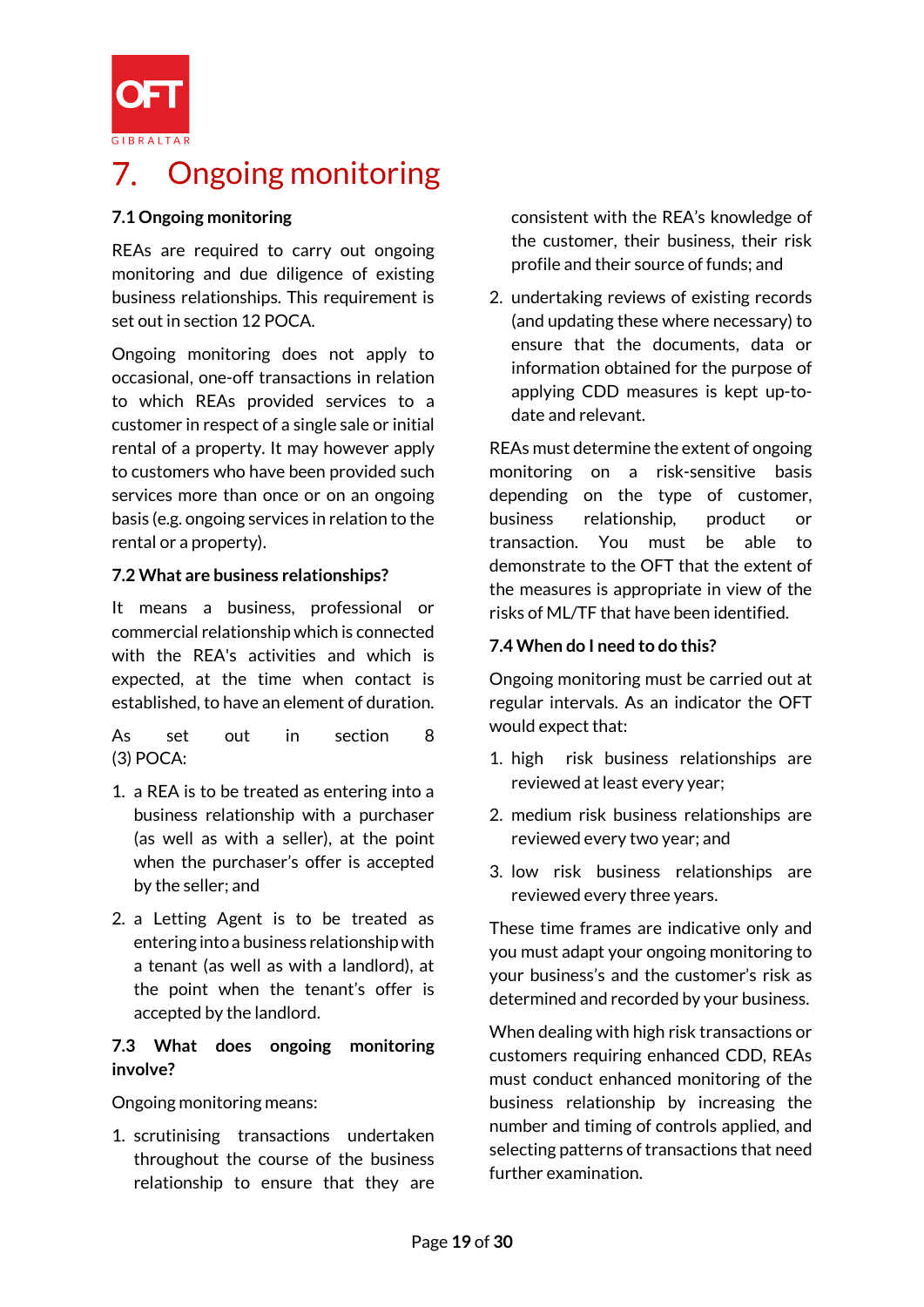# 7. Ongoing monitoring

### 7.1 Ongoing monitoring

REAs are required to carry out ongoing monitoring and due diligence of existing business relationships. This requirement is set out in section 12 POCA.

Ongoing monitoring does not apply to occasional, one-off transactions in relation to which REAs provided services to a customer in respect of a single sale or initial rental of a property. It may however apply to customers who have been provided such services more than once or on an ongoing basis (e.g. ongoing services in relation to the rental or a property).

### 7.2 What are business relationships?

It means a business, professional or commercial relationship which is connected with the REA's activities and which is expected, at the time when contact is established, to have an element of duration.

As set out in section 8 (3) POCA:

1. a REA is to be treated as entering into a business relationship with a purchaser (as well as with a seller), at the point when the purchaser's offer is accepted by the seller; and
2. a Letting Agent is to be treated as entering into a business relationship with a tenant (as well as with a landlord), at the point when the tenant's offer is accepted by the landlord.

### 7.3 What does ongoing monitoring involve?

Ongoing monitoring means:

1. scrutinising transactions undertaken throughout the course of the business relationship to ensure that they are consistent with the REA's knowledge of the customer, their business, their risk profile and their source of funds; and
2. undertaking reviews of existing records (and updating these where necessary) to ensure that the documents, data or information obtained for the purpose of applying CDD measures is kept up-to-date and relevant.

REAs must determine the extent of ongoing monitoring on a risk-sensitive basis depending on the type of customer, business relationship, product or transaction. You must be able to demonstrate to the OFT that the extent of the measures is appropriate in view of the risks of ML/TF that have been identified.

### 7.4 When do I need to do this?

Ongoing monitoring must be carried out at regular intervals. As an indicator the OFT would expect that:

1. high risk business relationships are reviewed at least every year;
2. medium risk business relationships are reviewed every two year; and
3. low risk business relationships are reviewed every three years.

These time frames are indicative only and you must adapt your ongoing monitoring to your business's and the customer's risk as determined and recorded by your business.

When dealing with high risk transactions or customers requiring enhanced CDD, REAs must conduct enhanced monitoring of the business relationship by increasing the number and timing of controls applied, and selecting patterns of transactions that need further examination.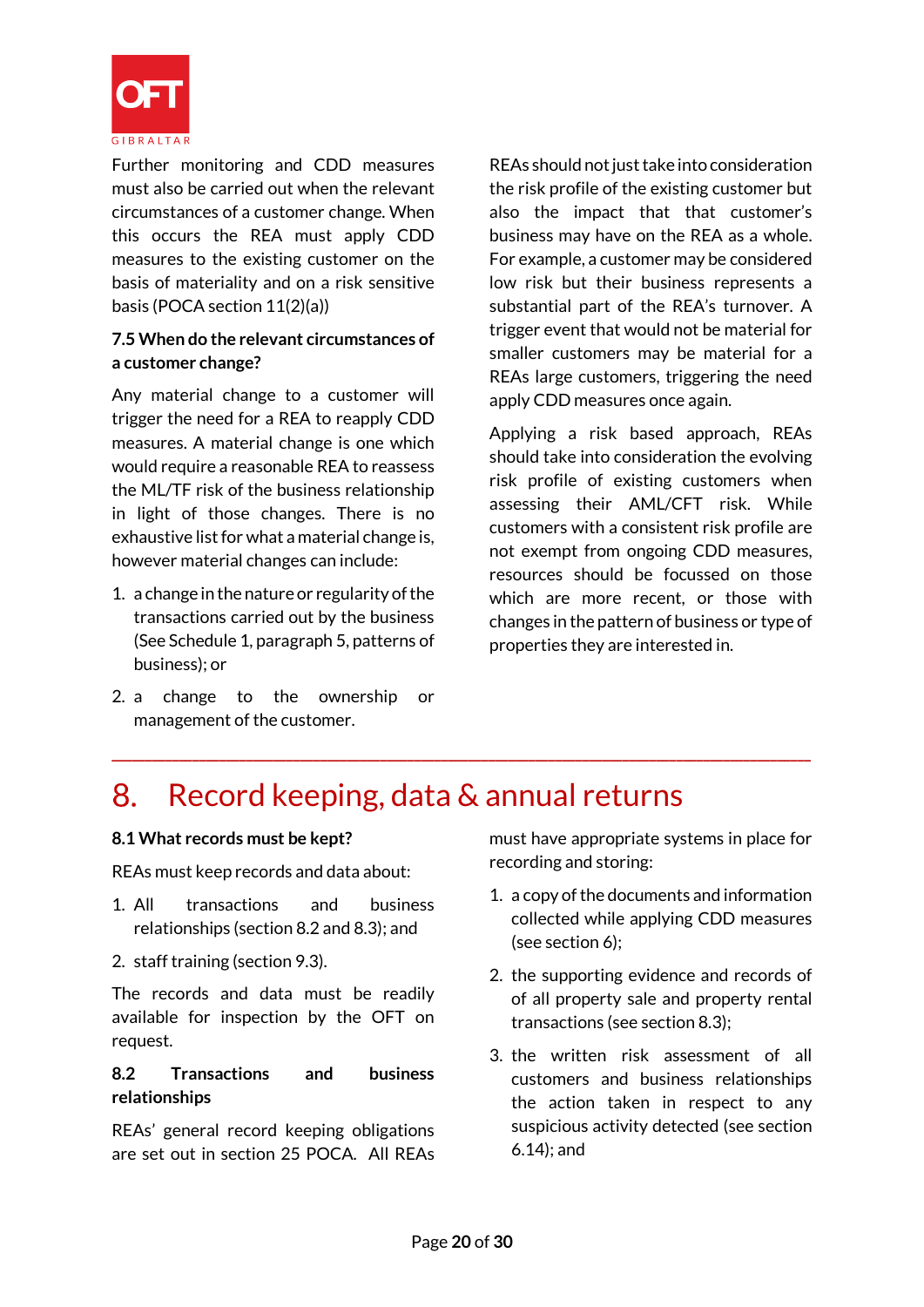Further monitoring and CDD measures must also be carried out when the relevant circumstances of a customer change. When this occurs the REA must apply CDD measures to the existing customer on the basis of materiality and on a risk sensitive basis (POCA section 11(2)(a))

**7.5 When do the relevant circumstances of a customer change?**

Any material change to a customer will trigger the need for a REA to reapply CDD measures. A material change is one which would require a reasonable REA to reassess the ML/TF risk of the business relationship in light of those changes. There is no exhaustive list for what a material change is, however material changes can include:

1. a change in the nature or regularity of the transactions carried out by the business (See Schedule 1, paragraph 5, patterns of business); or
2. a change to the ownership or management of the customer.

REAs should not just take into consideration the risk profile of the existing customer but also the impact that that customer's business may have on the REA as a whole. For example, a customer may be considered low risk but their business represents a substantial part of the REA's turnover. A trigger event that would not be material for smaller customers may be material for a REAs large customers, triggering the need apply CDD measures once again.

Applying a risk based approach, REAs should take into consideration the evolving risk profile of existing customers when assessing their AML/CFT risk. While customers with a consistent risk profile are not exempt from ongoing CDD measures, resources should be focussed on those which are more recent, or those with changes in the pattern of business or type of properties they are interested in.

# 8. Record keeping, data & annual returns

**8.1 What records must be kept?**

REAs must keep records and data about:

1. All transactions and business relationships (section 8.2 and 8.3); and
2. staff training (section 9.3).

The records and data must be readily available for inspection by the OFT on request.

**8.2 Transactions and business relationships**

REAs' general record keeping obligations are set out in section 25 POCA. All REAs must have appropriate systems in place for recording and storing:

1. a copy of the documents and information collected while applying CDD measures (see section 6);
2. the supporting evidence and records of of all property sale and property rental transactions (see section 8.3);
3. the written risk assessment of all customers and business relationships the action taken in respect to any suspicious activity detected (see section 6.14); and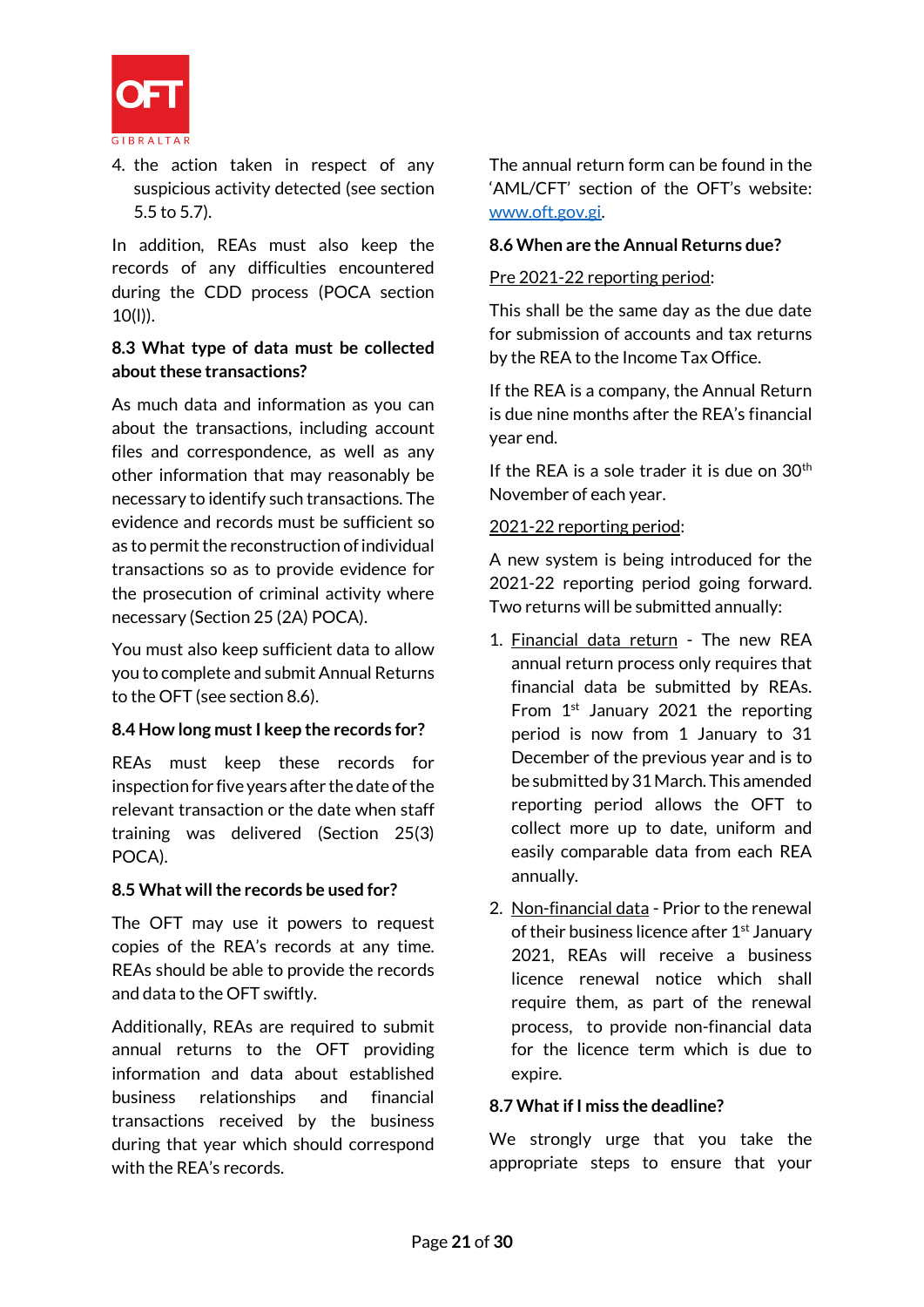4. the action taken in respect of any suspicious activity detected (see section 5.5 to 5.7).

In addition, REAs must also keep the records of any difficulties encountered during the CDD process (POCA section 10(l)).

### 8.3 What type of data must be collected about these transactions?

As much data and information as you can about the transactions, including account files and correspondence, as well as any other information that may reasonably be necessary to identify such transactions. The evidence and records must be sufficient so as to permit the reconstruction of individual transactions so as to provide evidence for the prosecution of criminal activity where necessary (Section 25 (2A) POCA).

You must also keep sufficient data to allow you to complete and submit Annual Returns to the OFT (see section 8.6).

### 8.4 How long must I keep the records for?

REAs must keep these records for inspection for five years after the date of the relevant transaction or the date when staff training was delivered (Section 25(3) POCA).

### 8.5 What will the records be used for?

The OFT may use it powers to request copies of the REA's records at any time. REAs should be able to provide the records and data to the OFT swiftly.

Additionally, REAs are required to submit annual returns to the OFT providing information and data about established business relationships and financial transactions received by the business during that year which should correspond with the REA's records.

The annual return form can be found in the 'AML/CFT' section of the OFT's website: www.oft.gov.gi.

### 8.6 When are the Annual Returns due?

Pre 2021-22 reporting period:

This shall be the same day as the due date for submission of accounts and tax returns by the REA to the Income Tax Office.

If the REA is a company, the Annual Return is due nine months after the REA's financial year end.

If the REA is a sole trader it is due on 30th November of each year.

2021-22 reporting period:

A new system is being introduced for the 2021-22 reporting period going forward. Two returns will be submitted annually:

1. Financial data return - The new REA annual return process only requires that financial data be submitted by REAs. From 1st January 2021 the reporting period is now from 1 January to 31 December of the previous year and is to be submitted by 31 March. This amended reporting period allows the OFT to collect more up to date, uniform and easily comparable data from each REA annually.

2. Non-financial data - Prior to the renewal of their business licence after 1st January 2021, REAs will receive a business licence renewal notice which shall require them, as part of the renewal process, to provide non-financial data for the licence term which is due to expire.

### 8.7 What if I miss the deadline?

We strongly urge that you take the appropriate steps to ensure that your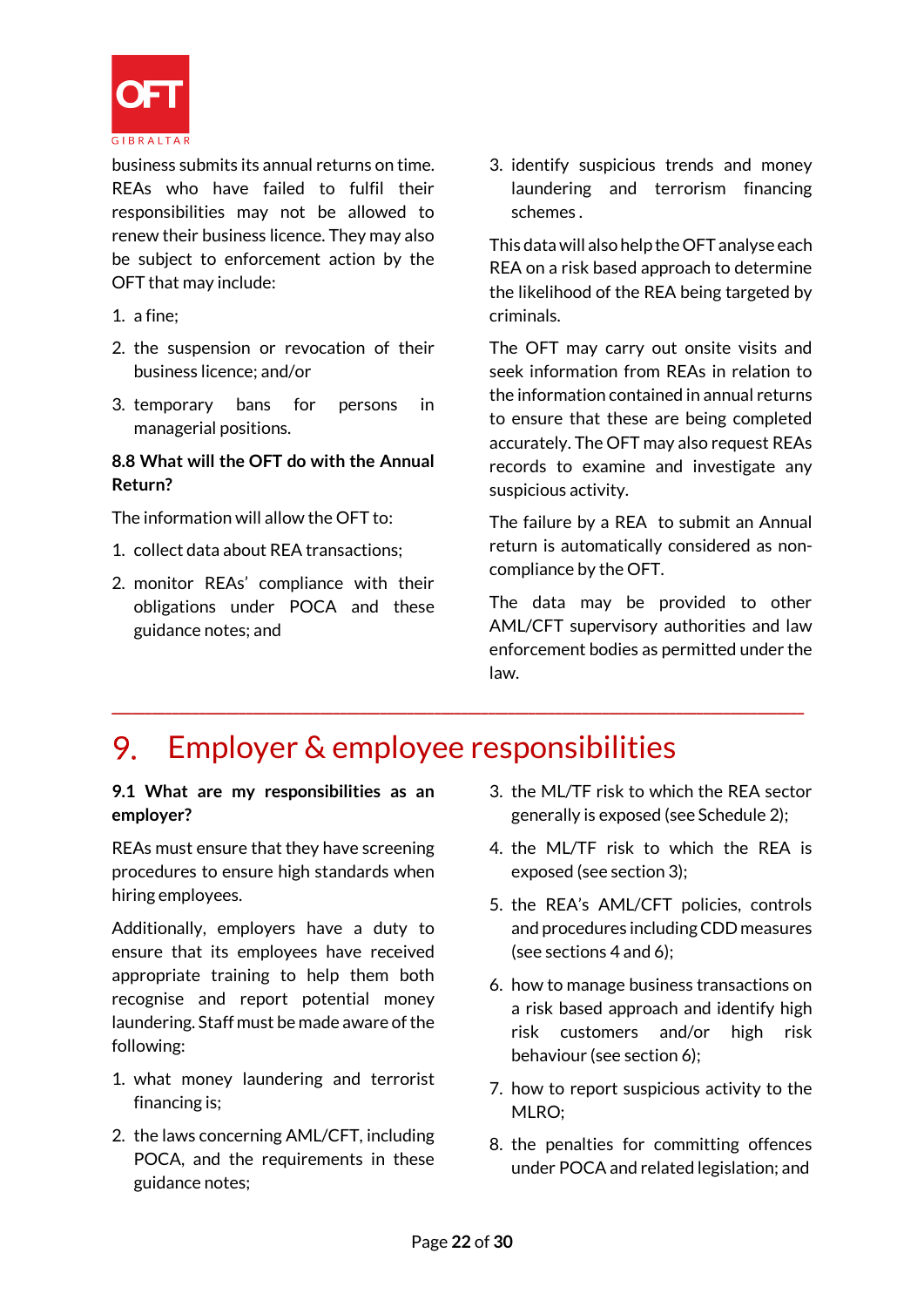business submits its annual returns on time. REAs who have failed to fulfil their responsibilities may not be allowed to renew their business licence. They may also be subject to enforcement action by the OFT that may include:

1. a fine;
2. the suspension or revocation of their business licence; and/or
3. temporary bans for persons in managerial positions.

**8.8 What will the OFT do with the Annual Return?**

The information will allow the OFT to:

1. collect data about REA transactions;
2. monitor REAs' compliance with their obligations under POCA and these guidance notes; and
3. identify suspicious trends and money laundering and terrorism financing schemes .

This data will also help the OFT analyse each REA on a risk based approach to determine the likelihood of the REA being targeted by criminals.

The OFT may carry out onsite visits and seek information from REAs in relation to the information contained in annual returns to ensure that these are being completed accurately. The OFT may also request REAs records to examine and investigate any suspicious activity.

The failure by a REA to submit an Annual return is automatically considered as non-compliance by the OFT.

The data may be provided to other AML/CFT supervisory authorities and law enforcement bodies as permitted under the law.

---

# 9. Employer & employee responsibilities

**9.1 What are my responsibilities as an employer?**

REAs must ensure that they have screening procedures to ensure high standards when hiring employees.

Additionally, employers have a duty to ensure that its employees have received appropriate training to help them both recognise and report potential money laundering. Staff must be made aware of the following:

1. what money laundering and terrorist financing is;
2. the laws concerning AML/CFT, including POCA, and the requirements in these guidance notes;
3. the ML/TF risk to which the REA sector generally is exposed (see Schedule 2);
4. the ML/TF risk to which the REA is exposed (see section 3);
5. the REA's AML/CFT policies, controls and procedures including CDD measures (see sections 4 and 6);
6. how to manage business transactions on a risk based approach and identify high risk customers and/or high risk behaviour (see section 6);
7. how to report suspicious activity to the MLRO;
8. the penalties for committing offences under POCA and related legislation; and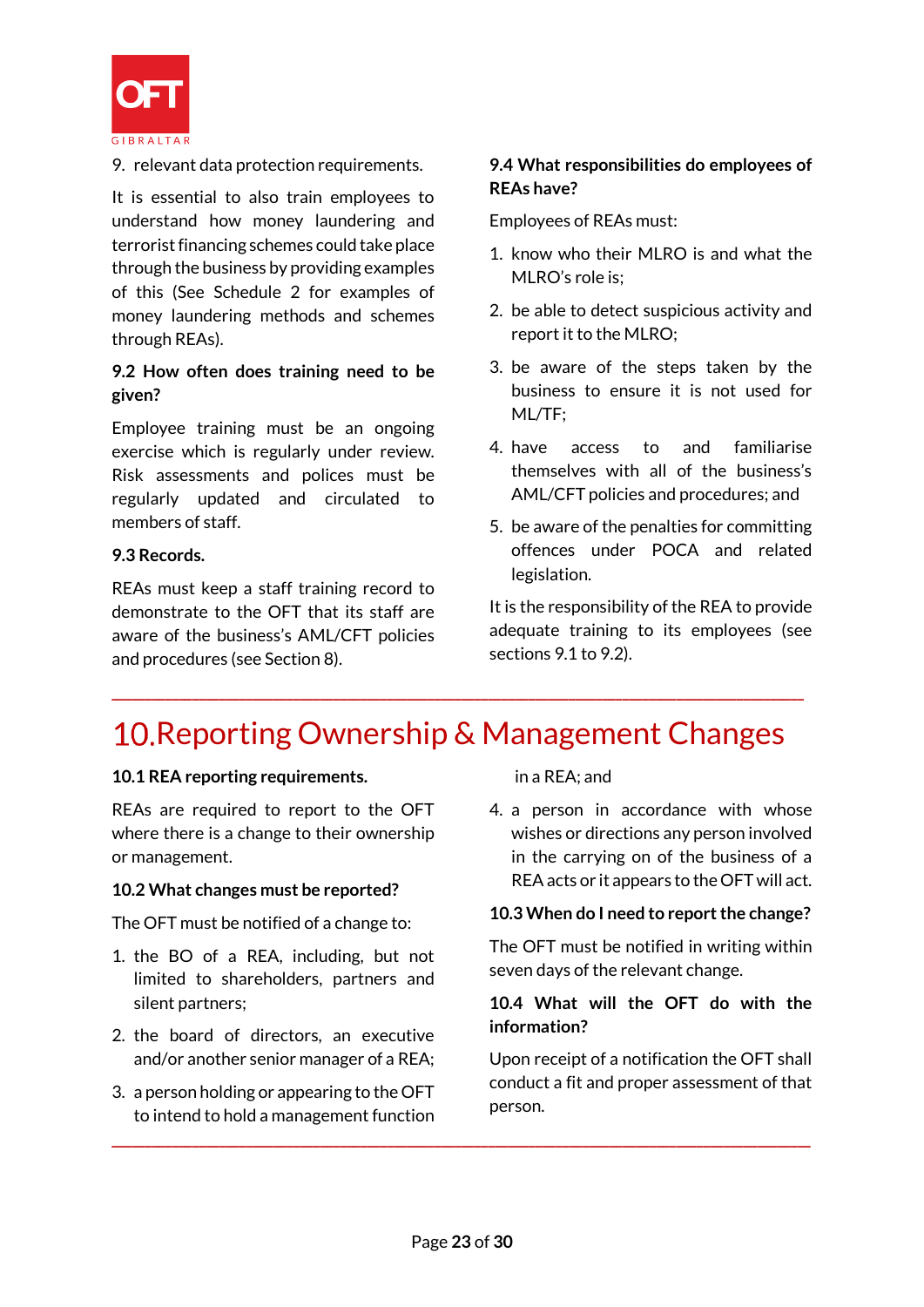9. relevant data protection requirements.

It is essential to also train employees to understand how money laundering and terrorist financing schemes could take place through the business by providing examples of this (See Schedule 2 for examples of money laundering methods and schemes through REAs).

### 9.2 How often does training need to be given?

Employee training must be an ongoing exercise which is regularly under review. Risk assessments and polices must be regularly updated and circulated to members of staff.

### 9.3 Records.

REAs must keep a staff training record to demonstrate to the OFT that its staff are aware of the business's AML/CFT policies and procedures (see Section 8).

### 9.4 What responsibilities do employees of REAs have?

Employees of REAs must:

1. know who their MLRO is and what the MLRO's role is;
2. be able to detect suspicious activity and report it to the MLRO;
3. be aware of the steps taken by the business to ensure it is not used for ML/TF;
4. have access to and familiarise themselves with all of the business's AML/CFT policies and procedures; and
5. be aware of the penalties for committing offences under POCA and related legislation.

It is the responsibility of the REA to provide adequate training to its employees (see sections 9.1 to 9.2).

# 10. Reporting Ownership & Management Changes

### 10.1 REA reporting requirements.

REAs are required to report to the OFT where there is a change to their ownership or management.

### 10.2 What changes must be reported?

The OFT must be notified of a change to:

1. the BO of a REA, including, but not limited to shareholders, partners and silent partners;
2. the board of directors, an executive and/or another senior manager of a REA;
3. a person holding or appearing to the OFT to intend to hold a management function in a REA; and
4. a person in accordance with whose wishes or directions any person involved in the carrying on of the business of a REA acts or it appears to the OFT will act.

### 10.3 When do I need to report the change?

The OFT must be notified in writing within seven days of the relevant change.

### 10.4 What will the OFT do with the information?

Upon receipt of a notification the OFT shall conduct a fit and proper assessment of that person.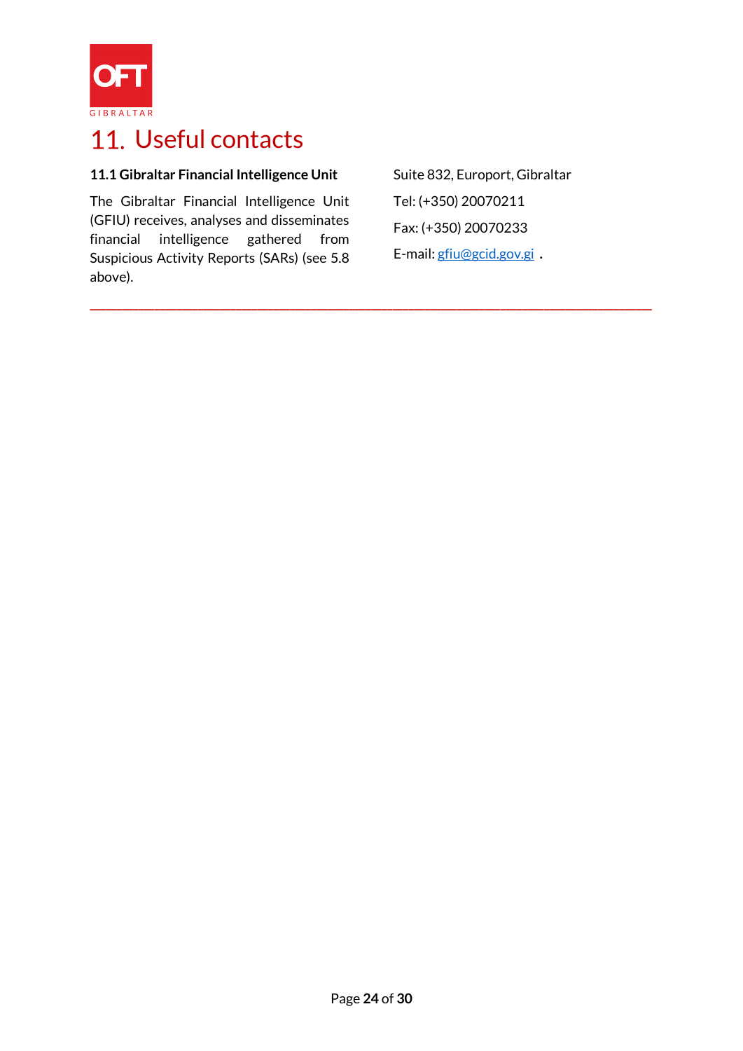# 11. Useful contacts

**11.1 Gibraltar Financial Intelligence Unit**

The Gibraltar Financial Intelligence Unit (GFIU) receives, analyses and disseminates financial intelligence gathered from Suspicious Activity Reports (SARs) (see 5.8 above).

Suite 832, Europort, Gibraltar

Tel: (+350) 20070211

Fax: (+350) 20070233

E-mail: gfiu@gcid.gov.gi .

---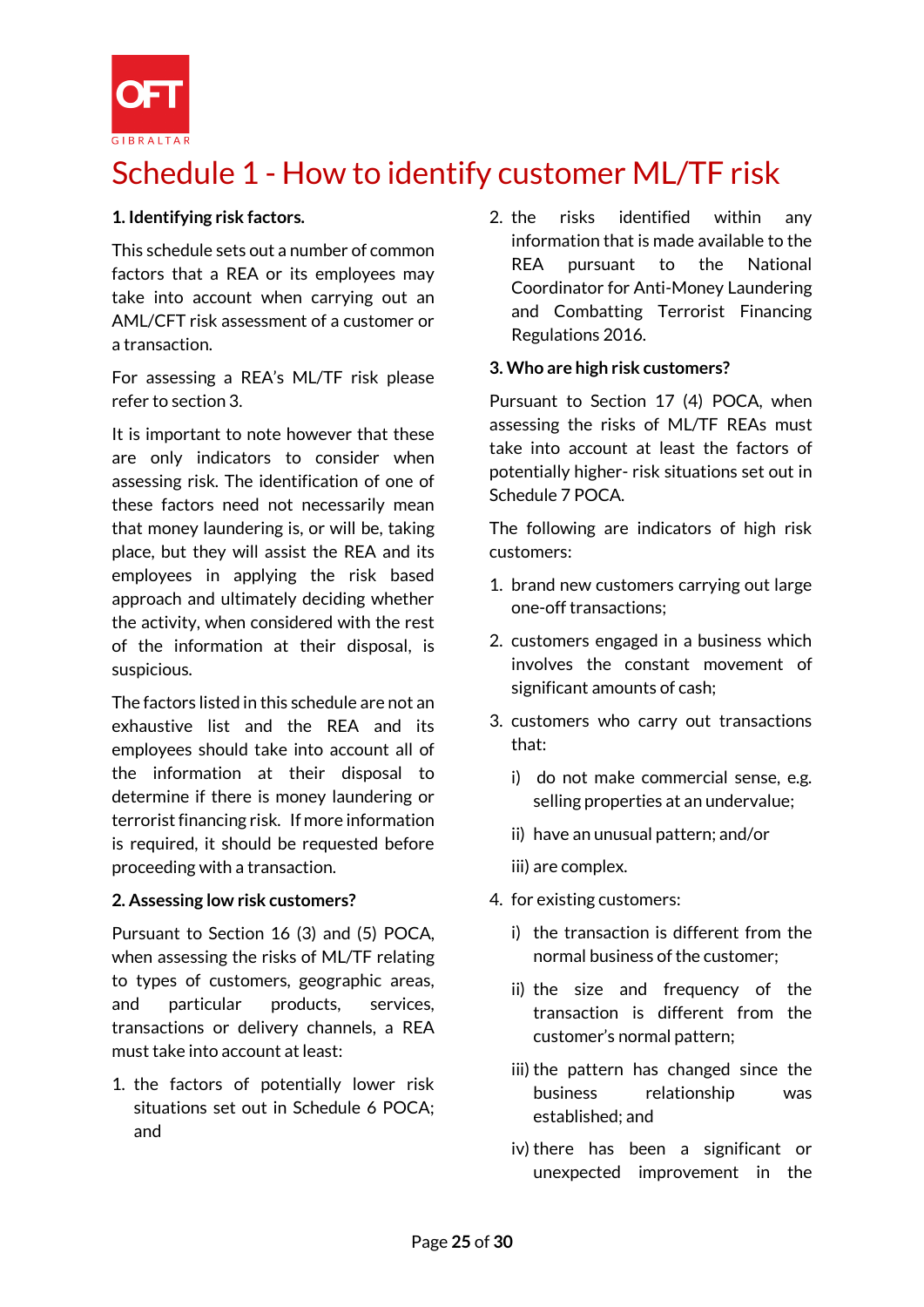# Schedule 1 - How to identify customer ML/TF risk

**1. Identifying risk factors.**

This schedule sets out a number of common factors that a REA or its employees may take into account when carrying out an AML/CFT risk assessment of a customer or a transaction.

For assessing a REA's ML/TF risk please refer to section 3.

It is important to note however that these are only indicators to consider when assessing risk. The identification of one of these factors need not necessarily mean that money laundering is, or will be, taking place, but they will assist the REA and its employees in applying the risk based approach and ultimately deciding whether the activity, when considered with the rest of the information at their disposal, is suspicious.

The factors listed in this schedule are not an exhaustive list and the REA and its employees should take into account all of the information at their disposal to determine if there is money laundering or terrorist financing risk. If more information is required, it should be requested before proceeding with a transaction.

**2. Assessing low risk customers?**

Pursuant to Section 16 (3) and (5) POCA, when assessing the risks of ML/TF relating to types of customers, geographic areas, and particular products, services, transactions or delivery channels, a REA must take into account at least:

1. the factors of potentially lower risk situations set out in Schedule 6 POCA; and
2. the risks identified within any information that is made available to the REA pursuant to the National Coordinator for Anti-Money Laundering and Combatting Terrorist Financing Regulations 2016.

**3. Who are high risk customers?**

Pursuant to Section 17 (4) POCA, when assessing the risks of ML/TF REAs must take into account at least the factors of potentially higher- risk situations set out in Schedule 7 POCA.

The following are indicators of high risk customers:

1. brand new customers carrying out large one-off transactions;
2. customers engaged in a business which involves the constant movement of significant amounts of cash;
3. customers who carry out transactions that:
   i) do not make commercial sense, e.g. selling properties at an undervalue;
   ii) have an unusual pattern; and/or
   iii) are complex.
4. for existing customers:
   i) the transaction is different from the normal business of the customer;
   ii) the size and frequency of the transaction is different from the customer's normal pattern;
   iii) the pattern has changed since the business relationship was established; and
   iv) there has been a significant or unexpected improvement in the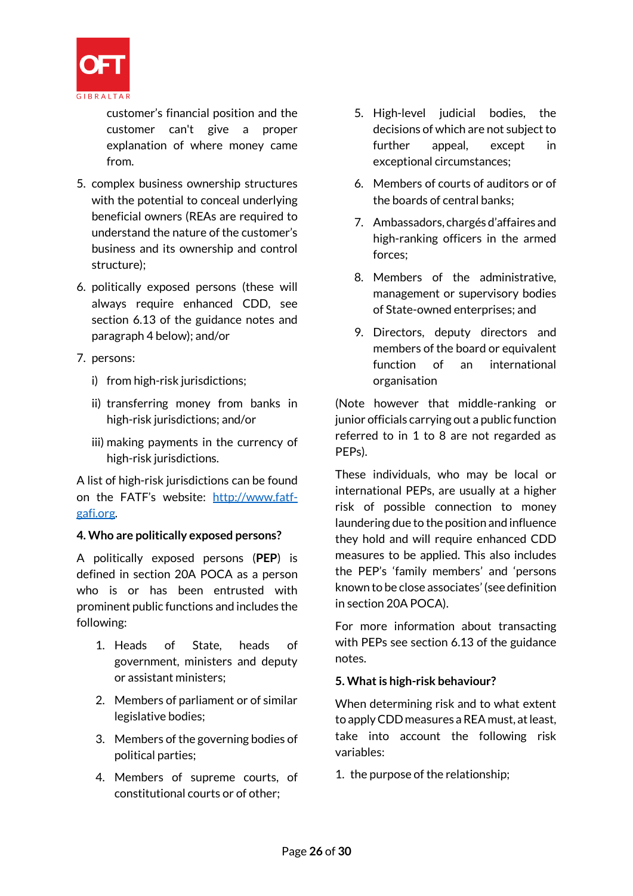customer's financial position and the customer can't give a proper explanation of where money came from.

5. complex business ownership structures with the potential to conceal underlying beneficial owners (REAs are required to understand the nature of the customer's business and its ownership and control structure);
6. politically exposed persons (these will always require enhanced CDD, see section 6.13 of the guidance notes and paragraph 4 below); and/or
7. persons:
   i) from high-risk jurisdictions;
   ii) transferring money from banks in high-risk jurisdictions; and/or
   iii) making payments in the currency of high-risk jurisdictions.

A list of high-risk jurisdictions can be found on the FATF's website: http://www.fatf-gafi.org.

**4. Who are politically exposed persons?**

A politically exposed persons (**PEP**) is defined in section 20A POCA as a person who is or has been entrusted with prominent public functions and includes the following:

1. Heads of State, heads of government, ministers and deputy or assistant ministers;
2. Members of parliament or of similar legislative bodies;
3. Members of the governing bodies of political parties;
4. Members of supreme courts, of constitutional courts or of other;
5. High-level judicial bodies, the decisions of which are not subject to further appeal, except in exceptional circumstances;
6. Members of courts of auditors or of the boards of central banks;
7. Ambassadors, chargés d'affaires and high-ranking officers in the armed forces;
8. Members of the administrative, management or supervisory bodies of State-owned enterprises; and
9. Directors, deputy directors and members of the board or equivalent function of an international organisation

(Note however that middle-ranking or junior officials carrying out a public function referred to in 1 to 8 are not regarded as PEPs).

These individuals, who may be local or international PEPs, are usually at a higher risk of possible connection to money laundering due to the position and influence they hold and will require enhanced CDD measures to be applied. This also includes the PEP's 'family members' and 'persons known to be close associates' (see definition in section 20A POCA).

For more information about transacting with PEPs see section 6.13 of the guidance notes.

**5. What is high-risk behaviour?**

When determining risk and to what extent to apply CDD measures a REA must, at least, take into account the following risk variables:

1. the purpose of the relationship;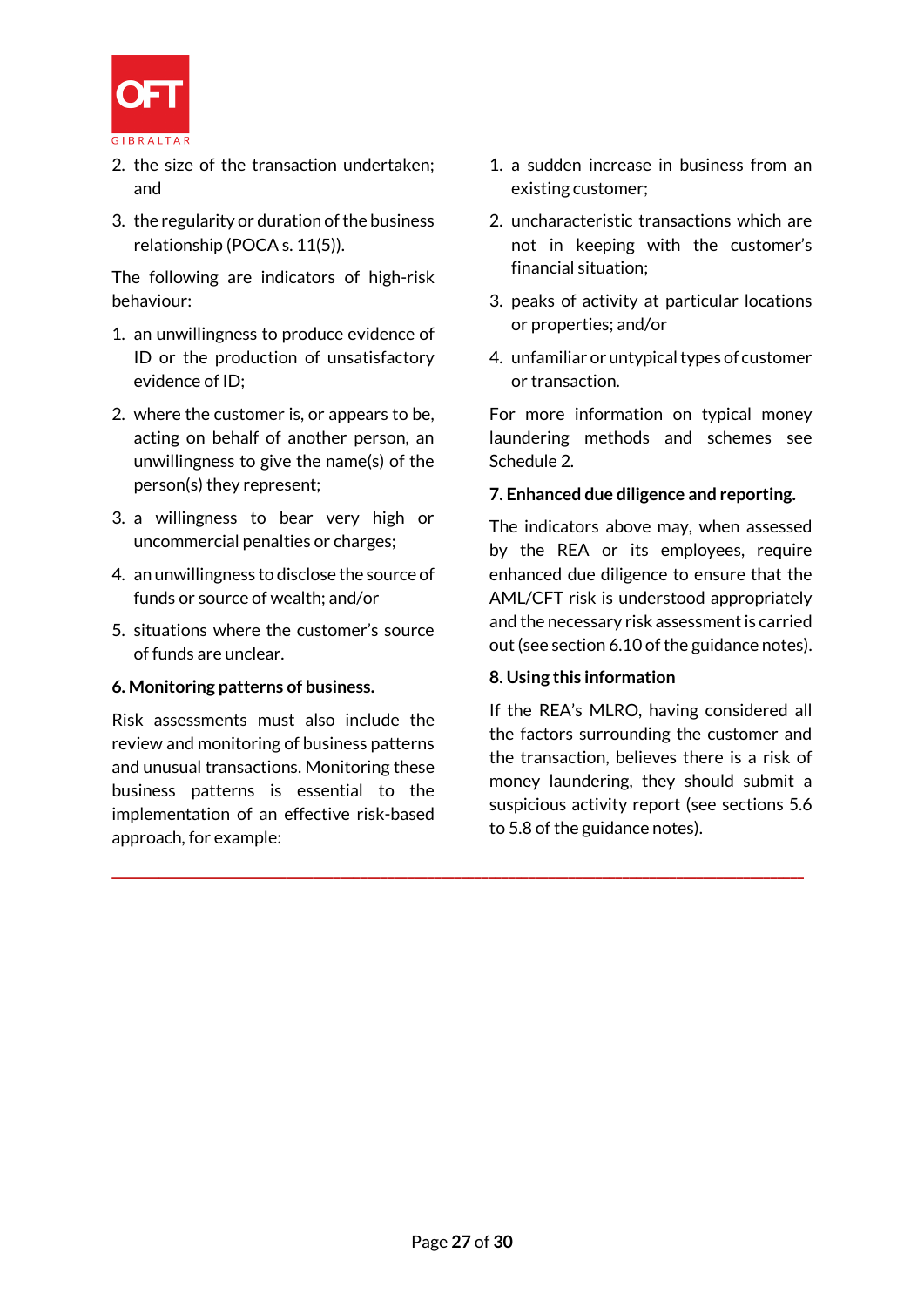2. the size of the transaction undertaken; and
3. the regularity or duration of the business relationship (POCA s. 11(5)).

The following are indicators of high-risk behaviour:

1. an unwillingness to produce evidence of ID or the production of unsatisfactory evidence of ID;
2. where the customer is, or appears to be, acting on behalf of another person, an unwillingness to give the name(s) of the person(s) they represent;
3. a willingness to bear very high or uncommercial penalties or charges;
4. an unwillingness to disclose the source of funds or source of wealth; and/or
5. situations where the customer's source of funds are unclear.

**6. Monitoring patterns of business.**

Risk assessments must also include the review and monitoring of business patterns and unusual transactions. Monitoring these business patterns is essential to the implementation of an effective risk-based approach, for example:

1. a sudden increase in business from an existing customer;
2. uncharacteristic transactions which are not in keeping with the customer's financial situation;
3. peaks of activity at particular locations or properties; and/or
4. unfamiliar or untypical types of customer or transaction.

For more information on typical money laundering methods and schemes see Schedule 2.

**7. Enhanced due diligence and reporting.**

The indicators above may, when assessed by the REA or its employees, require enhanced due diligence to ensure that the AML/CFT risk is understood appropriately and the necessary risk assessment is carried out (see section 6.10 of the guidance notes).

**8. Using this information**

If the REA's MLRO, having considered all the factors surrounding the customer and the transaction, believes there is a risk of money laundering, they should submit a suspicious activity report (see sections 5.6 to 5.8 of the guidance notes).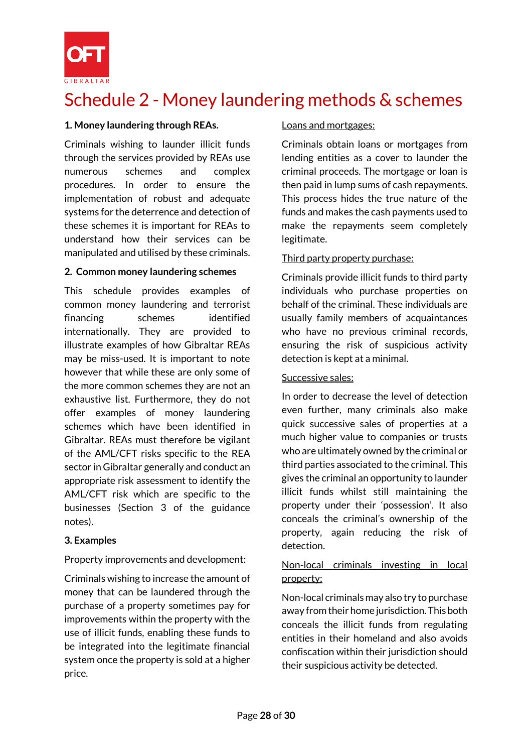# Schedule 2 - Money laundering methods & schemes

**1. Money laundering through REAs.**

Criminals wishing to launder illicit funds through the services provided by REAs use numerous schemes and complex procedures. In order to ensure the implementation of robust and adequate systems for the deterrence and detection of these schemes it is important for REAs to understand how their services can be manipulated and utilised by these criminals.

**2. Common money laundering schemes**

This schedule provides examples of common money laundering and terrorist financing schemes identified internationally. They are provided to illustrate examples of how Gibraltar REAs may be miss-used. It is important to note however that while these are only some of the more common schemes they are not an exhaustive list. Furthermore, they do not offer examples of money laundering schemes which have been identified in Gibraltar. REAs must therefore be vigilant of the AML/CFT risks specific to the REA sector in Gibraltar generally and conduct an appropriate risk assessment to identify the AML/CFT risk which are specific to the businesses (Section 3 of the guidance notes).

**3. Examples**

<u>Property improvements and development</u>:

Criminals wishing to increase the amount of money that can be laundered through the purchase of a property sometimes pay for improvements within the property with the use of illicit funds, enabling these funds to be integrated into the legitimate financial system once the property is sold at a higher price.

<u>Loans and mortgages:</u>

Criminals obtain loans or mortgages from lending entities as a cover to launder the criminal proceeds. The mortgage or loan is then paid in lump sums of cash repayments. This process hides the true nature of the funds and makes the cash payments used to make the repayments seem completely legitimate.

<u>Third party property purchase:</u>

Criminals provide illicit funds to third party individuals who purchase properties on behalf of the criminal. These individuals are usually family members of acquaintances who have no previous criminal records, ensuring the risk of suspicious activity detection is kept at a minimal.

<u>Successive sales:</u>

In order to decrease the level of detection even further, many criminals also make quick successive sales of properties at a much higher value to companies or trusts who are ultimately owned by the criminal or third parties associated to the criminal. This gives the criminal an opportunity to launder illicit funds whilst still maintaining the property under their 'possession'. It also conceals the criminal's ownership of the property, again reducing the risk of detection.

<u>Non-local criminals investing in local property:</u>

Non-local criminals may also try to purchase away from their home jurisdiction. This both conceals the illicit funds from regulating entities in their homeland and also avoids confiscation within their jurisdiction should their suspicious activity be detected.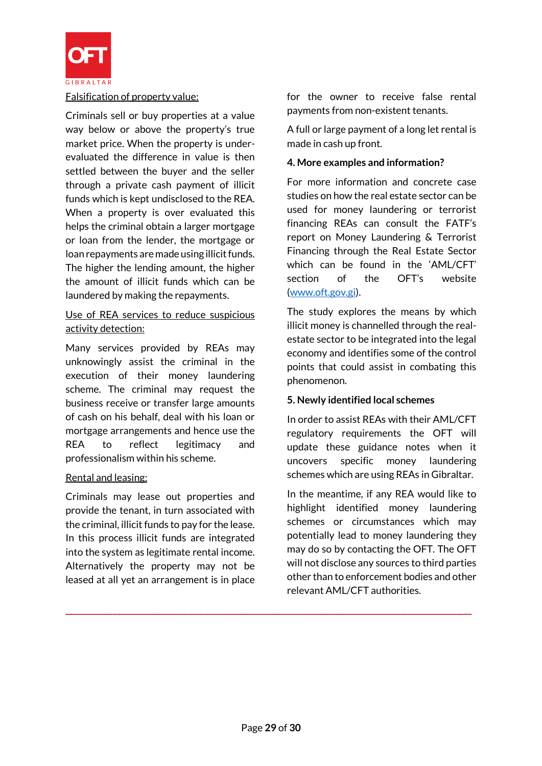Falsification of property value:

Criminals sell or buy properties at a value way below or above the property's true market price. When the property is under-evaluated the difference in value is then settled between the buyer and the seller through a private cash payment of illicit funds which is kept undisclosed to the REA. When a property is over evaluated this helps the criminal obtain a larger mortgage or loan from the lender, the mortgage or loan repayments are made using illicit funds. The higher the lending amount, the higher the amount of illicit funds which can be laundered by making the repayments.

Use of REA services to reduce suspicious activity detection:

Many services provided by REAs may unknowingly assist the criminal in the execution of their money laundering scheme. The criminal may request the business receive or transfer large amounts of cash on his behalf, deal with his loan or mortgage arrangements and hence use the REA to reflect legitimacy and professionalism within his scheme.

Rental and leasing:

Criminals may lease out properties and provide the tenant, in turn associated with the criminal, illicit funds to pay for the lease. In this process illicit funds are integrated into the system as legitimate rental income. Alternatively the property may not be leased at all yet an arrangement is in place for the owner to receive false rental payments from non-existent tenants.

A full or large payment of a long let rental is made in cash up front.

**4. More examples and information?**

For more information and concrete case studies on how the real estate sector can be used for money laundering or terrorist financing REAs can consult the FATF's report on Money Laundering & Terrorist Financing through the Real Estate Sector which can be found in the 'AML/CFT' section of the OFT's website (www.oft.gov.gi).

The study explores the means by which illicit money is channelled through the real-estate sector to be integrated into the legal economy and identifies some of the control points that could assist in combating this phenomenon.

**5. Newly identified local schemes**

In order to assist REAs with their AML/CFT regulatory requirements the OFT will update these guidance notes when it uncovers specific money laundering schemes which are using REAs in Gibraltar.

In the meantime, if any REA would like to highlight identified money laundering schemes or circumstances which may potentially lead to money laundering they may do so by contacting the OFT. The OFT will not disclose any sources to third parties other than to enforcement bodies and other relevant AML/CFT authorities.

---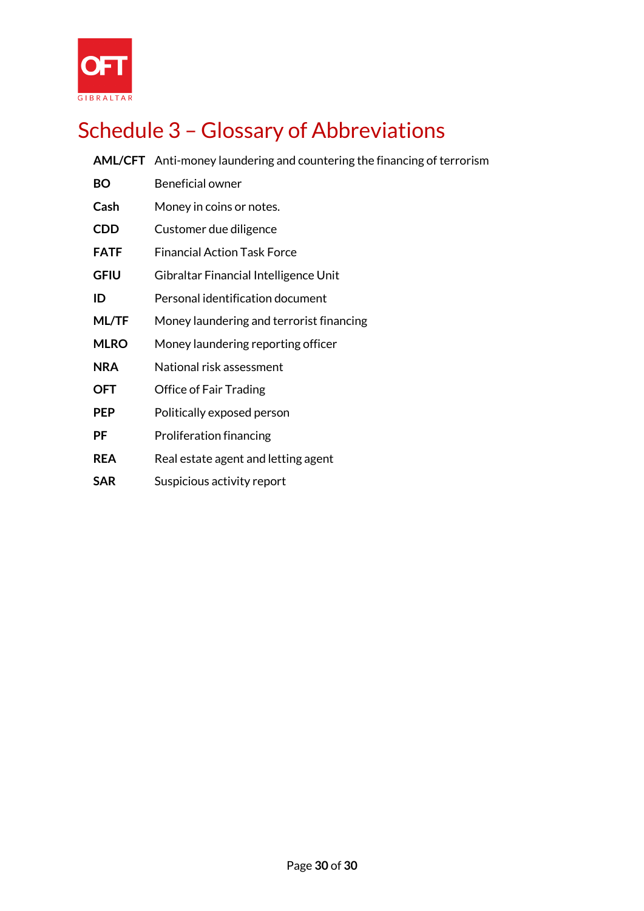# Schedule 3 – Glossary of Abbreviations

| | |
|---|---|
| **AML/CFT** | Anti-money laundering and countering the financing of terrorism |
| **BO** | Beneficial owner |
| **Cash** | Money in coins or notes. |
| **CDD** | Customer due diligence |
| **FATF** | Financial Action Task Force |
| **GFIU** | Gibraltar Financial Intelligence Unit |
| **ID** | Personal identification document |
| **ML/TF** | Money laundering and terrorist financing |
| **MLRO** | Money laundering reporting officer |
| **NRA** | National risk assessment |
| **OFT** | Office of Fair Trading |
| **PEP** | Politically exposed person |
| **PF** | Proliferation financing |
| **REA** | Real estate agent and letting agent |
| **SAR** | Suspicious activity report |